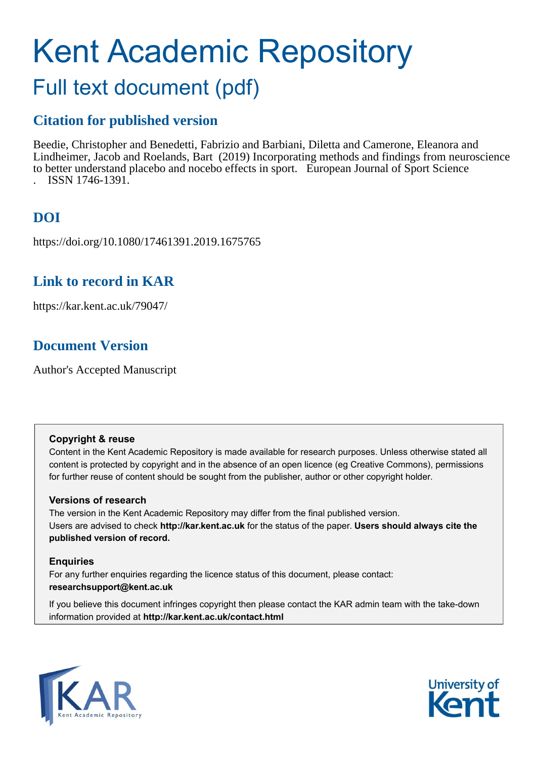# Kent Academic Repository

## Full text document (pdf)

### Citation for published version

Beedie, Christopher and Benedetti, Fabrizio and Barbiani, Diletta and Camerone, Eleanora and Lindheimer, Jacob and Roelands, Bart (2019) Incorporating methods and findings from neuroscience to better understand placebo and nocebo effects in sport. European Journal of Sport Science . ISSN 1746-1391.

### DOI

https://doi.org/10.1080/17461391.2019.1675765

### Link to record in KAR

https://kar.kent.ac.uk/79047/

### Document Version

Author's Accepted Manuscript

**Copyright & reuse**

Content in the Kent Academic Repository is made available for research purposes. Unless otherwise stated all content is protected by copyright and in the absence of an open licence (eg Creative Commons), permissions for further reuse of content should be sought from the publisher, author or other copyright holder.

**Versions of research**

The version in the Kent Academic Repository may differ from the final published version. Users are advised to check **http://kar.kent.ac.uk** for the status of the paper. **Users should always cite the published version of record.**

**Enquiries**

For any further enquiries regarding the licence status of this document, please contact: **researchsupport@kent.ac.uk**

If you believe this document infringes copyright then please contact the KAR admin team with the take-down information provided at **http://kar.kent.ac.uk/contact.html**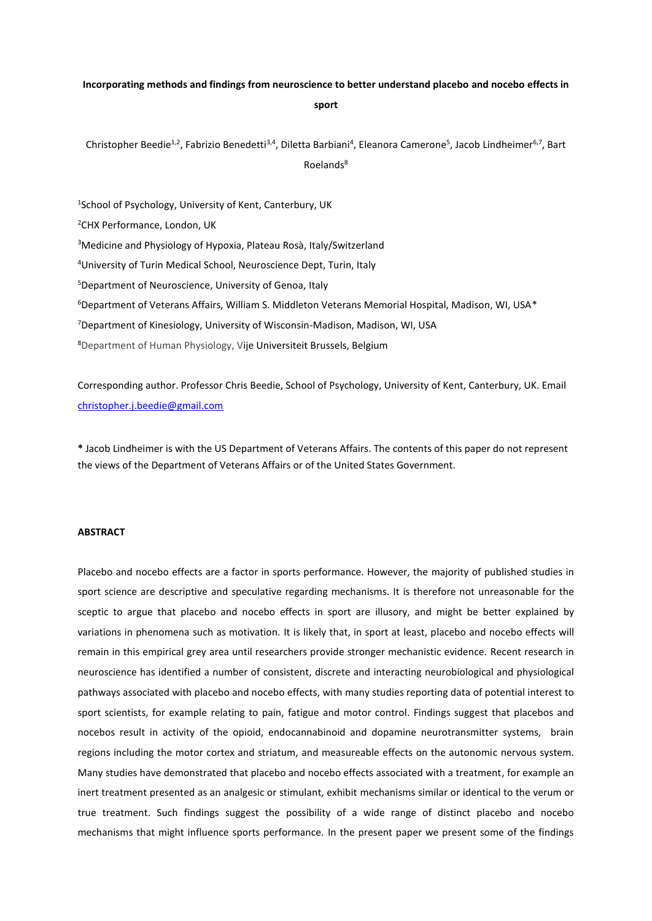**Incorporating methods and findings from neuroscience to better understand placebo and nocebo effects in sport**

Christopher Beedie[1,2], Fabrizio Benedetti[3,4], Diletta Barbiani[4], Eleanora Camerone[5], Jacob Lindheimer[6,7], Bart Roelands[8]

[1]School of Psychology, University of Kent, Canterbury, UK

[2]CHX Performance, London, UK

[3]Medicine and Physiology of Hypoxia, Plateau Rosà, Italy/Switzerland

[4]University of Turin Medical School, Neuroscience Dept, Turin, Italy

[5]Department of Neuroscience, University of Genoa, Italy

[6]Department of Veterans Affairs, William S. Middleton Veterans Memorial Hospital, Madison, WI, USA*

[7]Department of Kinesiology, University of Wisconsin-Madison, Madison, WI, USA

[8]Department of Human Physiology, Vije Universiteit Brussels, Belgium

Corresponding author. Professor Chris Beedie, School of Psychology, University of Kent, Canterbury, UK. Email christopher.j.beedie@gmail.com

**\*** Jacob Lindheimer is with the US Department of Veterans Affairs. The contents of this paper do not represent the views of the Department of Veterans Affairs or of the United States Government.

**ABSTRACT**

Placebo and nocebo effects are a factor in sports performance. However, the majority of published studies in sport science are descriptive and speculative regarding mechanisms. It is therefore not unreasonable for the sceptic to argue that placebo and nocebo effects in sport are illusory, and might be better explained by variations in phenomena such as motivation. It is likely that, in sport at least, placebo and nocebo effects will remain in this empirical grey area until researchers provide stronger mechanistic evidence. Recent research in neuroscience has identified a number of consistent, discrete and interacting neurobiological and physiological pathways associated with placebo and nocebo effects, with many studies reporting data of potential interest to sport scientists, for example relating to pain, fatigue and motor control. Findings suggest that placebos and nocebos result in activity of the opioid, endocannabinoid and dopamine neurotransmitter systems, brain regions including the motor cortex and striatum, and measureable effects on the autonomic nervous system. Many studies have demonstrated that placebo and nocebo effects associated with a treatment, for example an inert treatment presented as an analgesic or stimulant, exhibit mechanisms similar or identical to the verum or true treatment. Such findings suggest the possibility of a wide range of distinct placebo and nocebo mechanisms that might influence sports performance. In the present paper we present some of the findings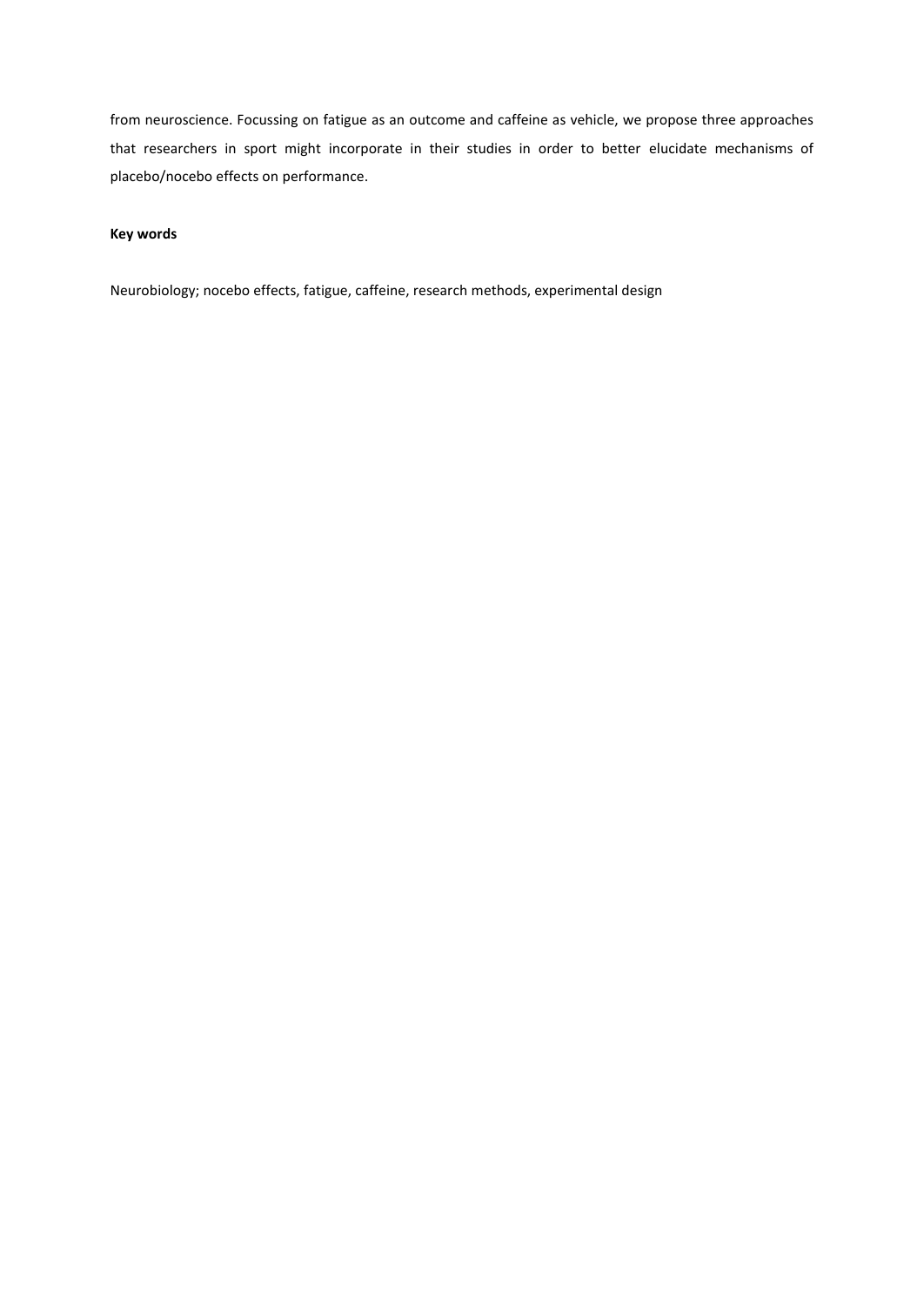from neuroscience. Focussing on fatigue as an outcome and caffeine as vehicle, we propose three approaches that researchers in sport might incorporate in their studies in order to better elucidate mechanisms of placebo/nocebo effects on performance.

**Key words**

Neurobiology; nocebo effects, fatigue, caffeine, research methods, experimental design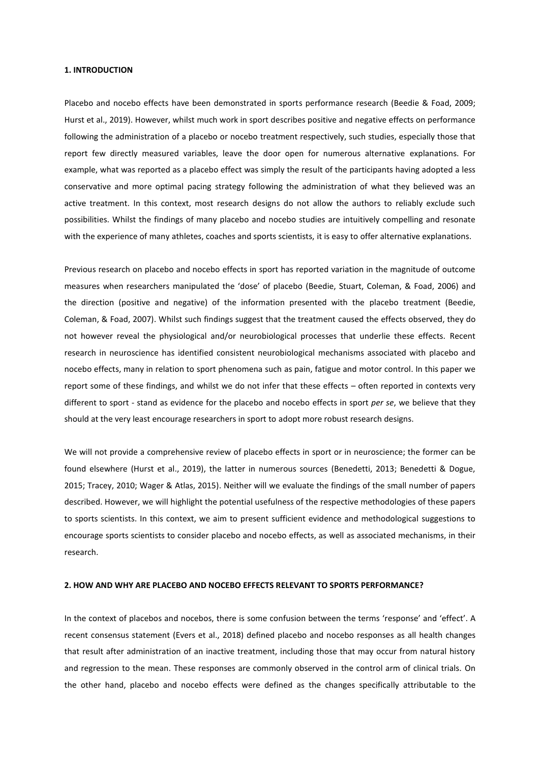**1. INTRODUCTION**

Placebo and nocebo effects have been demonstrated in sports performance research (Beedie & Foad, 2009; Hurst et al., 2019). However, whilst much work in sport describes positive and negative effects on performance following the administration of a placebo or nocebo treatment respectively, such studies, especially those that report few directly measured variables, leave the door open for numerous alternative explanations. For example, what was reported as a placebo effect was simply the result of the participants having adopted a less conservative and more optimal pacing strategy following the administration of what they believed was an active treatment. In this context, most research designs do not allow the authors to reliably exclude such possibilities. Whilst the findings of many placebo and nocebo studies are intuitively compelling and resonate with the experience of many athletes, coaches and sports scientists, it is easy to offer alternative explanations.

Previous research on placebo and nocebo effects in sport has reported variation in the magnitude of outcome measures when researchers manipulated the 'dose' of placebo (Beedie, Stuart, Coleman, & Foad, 2006) and the direction (positive and negative) of the information presented with the placebo treatment (Beedie, Coleman, & Foad, 2007). Whilst such findings suggest that the treatment caused the effects observed, they do not however reveal the physiological and/or neurobiological processes that underlie these effects. Recent research in neuroscience has identified consistent neurobiological mechanisms associated with placebo and nocebo effects, many in relation to sport phenomena such as pain, fatigue and motor control. In this paper we report some of these findings, and whilst we do not infer that these effects – often reported in contexts very different to sport - stand as evidence for the placebo and nocebo effects in sport *per se*, we believe that they should at the very least encourage researchers in sport to adopt more robust research designs.

We will not provide a comprehensive review of placebo effects in sport or in neuroscience; the former can be found elsewhere (Hurst et al., 2019), the latter in numerous sources (Benedetti, 2013; Benedetti & Dogue, 2015; Tracey, 2010; Wager & Atlas, 2015). Neither will we evaluate the findings of the small number of papers described. However, we will highlight the potential usefulness of the respective methodologies of these papers to sports scientists. In this context, we aim to present sufficient evidence and methodological suggestions to encourage sports scientists to consider placebo and nocebo effects, as well as associated mechanisms, in their research.

**2. HOW AND WHY ARE PLACEBO AND NOCEBO EFFECTS RELEVANT TO SPORTS PERFORMANCE?**

In the context of placebos and nocebos, there is some confusion between the terms 'response' and 'effect'. A recent consensus statement (Evers et al., 2018) defined placebo and nocebo responses as all health changes that result after administration of an inactive treatment, including those that may occur from natural history and regression to the mean. These responses are commonly observed in the control arm of clinical trials. On the other hand, placebo and nocebo effects were defined as the changes specifically attributable to the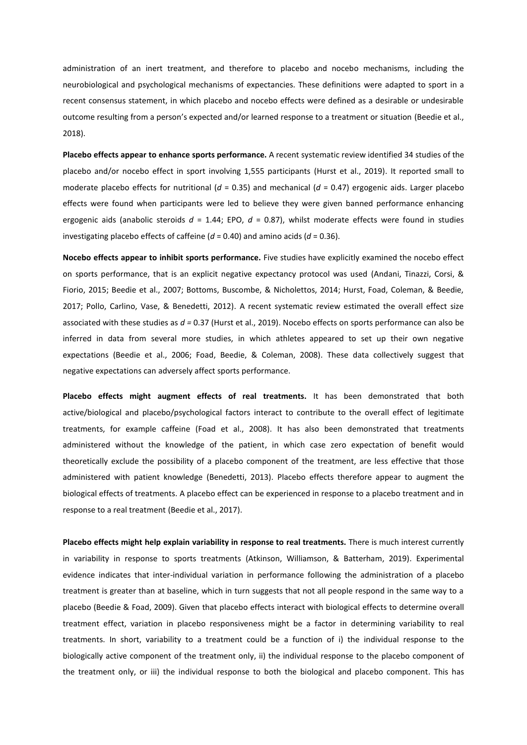administration of an inert treatment, and therefore to placebo and nocebo mechanisms, including the neurobiological and psychological mechanisms of expectancies. These definitions were adapted to sport in a recent consensus statement, in which placebo and nocebo effects were defined as a desirable or undesirable outcome resulting from a person's expected and/or learned response to a treatment or situation (Beedie et al., 2018).

**Placebo effects appear to enhance sports performance.** A recent systematic review identified 34 studies of the placebo and/or nocebo effect in sport involving 1,555 participants (Hurst et al., 2019). It reported small to moderate placebo effects for nutritional ($d$ = 0.35) and mechanical ($d$ = 0.47) ergogenic aids. Larger placebo effects were found when participants were led to believe they were given banned performance enhancing ergogenic aids (anabolic steroids $d$ = 1.44; EPO, $d$ = 0.87), whilst moderate effects were found in studies investigating placebo effects of caffeine ($d$ = 0.40) and amino acids ($d$ = 0.36).

**Nocebo effects appear to inhibit sports performance.** Five studies have explicitly examined the nocebo effect on sports performance, that is an explicit negative expectancy protocol was used (Andani, Tinazzi, Corsi, & Fiorio, 2015; Beedie et al., 2007; Bottoms, Buscombe, & Nicholettos, 2014; Hurst, Foad, Coleman, & Beedie, 2017; Pollo, Carlino, Vase, & Benedetti, 2012). A recent systematic review estimated the overall effect size associated with these studies as $d$ = 0.37 (Hurst et al., 2019). Nocebo effects on sports performance can also be inferred in data from several more studies, in which athletes appeared to set up their own negative expectations (Beedie et al., 2006; Foad, Beedie, & Coleman, 2008). These data collectively suggest that negative expectations can adversely affect sports performance.

**Placebo effects might augment effects of real treatments.** It has been demonstrated that both active/biological and placebo/psychological factors interact to contribute to the overall effect of legitimate treatments, for example caffeine (Foad et al., 2008). It has also been demonstrated that treatments administered without the knowledge of the patient, in which case zero expectation of benefit would theoretically exclude the possibility of a placebo component of the treatment, are less effective that those administered with patient knowledge (Benedetti, 2013). Placebo effects therefore appear to augment the biological effects of treatments. A placebo effect can be experienced in response to a placebo treatment and in response to a real treatment (Beedie et al., 2017).

**Placebo effects might help explain variability in response to real treatments.** There is much interest currently in variability in response to sports treatments (Atkinson, Williamson, & Batterham, 2019). Experimental evidence indicates that inter-individual variation in performance following the administration of a placebo treatment is greater than at baseline, which in turn suggests that not all people respond in the same way to a placebo (Beedie & Foad, 2009). Given that placebo effects interact with biological effects to determine overall treatment effect, variation in placebo responsiveness might be a factor in determining variability to real treatments. In short, variability to a treatment could be a function of i) the individual response to the biologically active component of the treatment only, ii) the individual response to the placebo component of the treatment only, or iii) the individual response to both the biological and placebo component. This has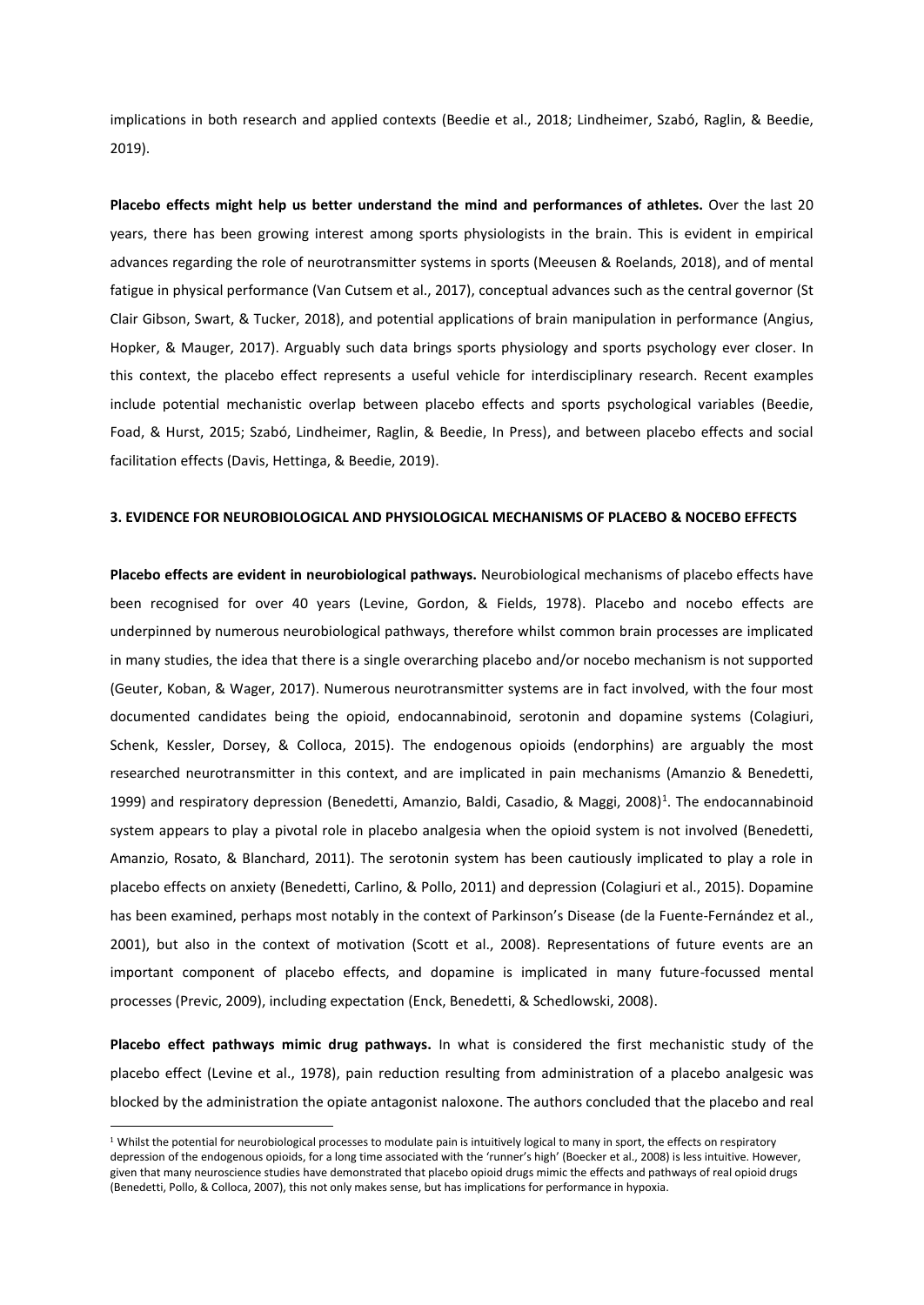implications in both research and applied contexts (Beedie et al., 2018; Lindheimer, Szabó, Raglin, & Beedie, 2019).

**Placebo effects might help us better understand the mind and performances of athletes.** Over the last 20 years, there has been growing interest among sports physiologists in the brain. This is evident in empirical advances regarding the role of neurotransmitter systems in sports (Meeusen & Roelands, 2018), and of mental fatigue in physical performance (Van Cutsem et al., 2017), conceptual advances such as the central governor (St Clair Gibson, Swart, & Tucker, 2018), and potential applications of brain manipulation in performance (Angius, Hopker, & Mauger, 2017). Arguably such data brings sports physiology and sports psychology ever closer. In this context, the placebo effect represents a useful vehicle for interdisciplinary research. Recent examples include potential mechanistic overlap between placebo effects and sports psychological variables (Beedie, Foad, & Hurst, 2015; Szabó, Lindheimer, Raglin, & Beedie, In Press), and between placebo effects and social facilitation effects (Davis, Hettinga, & Beedie, 2019).

## 3. EVIDENCE FOR NEUROBIOLOGICAL AND PHYSIOLOGICAL MECHANISMS OF PLACEBO & NOCEBO EFFECTS

**Placebo effects are evident in neurobiological pathways.** Neurobiological mechanisms of placebo effects have been recognised for over 40 years (Levine, Gordon, & Fields, 1978). Placebo and nocebo effects are underpinned by numerous neurobiological pathways, therefore whilst common brain processes are implicated in many studies, the idea that there is a single overarching placebo and/or nocebo mechanism is not supported (Geuter, Koban, & Wager, 2017). Numerous neurotransmitter systems are in fact involved, with the four most documented candidates being the opioid, endocannabinoid, serotonin and dopamine systems (Colagiuri, Schenk, Kessler, Dorsey, & Colloca, 2015). The endogenous opioids (endorphins) are arguably the most researched neurotransmitter in this context, and are implicated in pain mechanisms (Amanzio & Benedetti, 1999) and respiratory depression (Benedetti, Amanzio, Baldi, Casadio, & Maggi, 2008)[1]. The endocannabinoid system appears to play a pivotal role in placebo analgesia when the opioid system is not involved (Benedetti, Amanzio, Rosato, & Blanchard, 2011). The serotonin system has been cautiously implicated to play a role in placebo effects on anxiety (Benedetti, Carlino, & Pollo, 2011) and depression (Colagiuri et al., 2015). Dopamine has been examined, perhaps most notably in the context of Parkinson's Disease (de la Fuente-Fernández et al., 2001), but also in the context of motivation (Scott et al., 2008). Representations of future events are an important component of placebo effects, and dopamine is implicated in many future-focussed mental processes (Previc, 2009), including expectation (Enck, Benedetti, & Schedlowski, 2008).

**Placebo effect pathways mimic drug pathways.** In what is considered the first mechanistic study of the placebo effect (Levine et al., 1978), pain reduction resulting from administration of a placebo analgesic was blocked by the administration the opiate antagonist naloxone. The authors concluded that the placebo and real

[1] Whilst the potential for neurobiological processes to modulate pain is intuitively logical to many in sport, the effects on respiratory depression of the endogenous opioids, for a long time associated with the 'runner's high' (Boecker et al., 2008) is less intuitive. However, given that many neuroscience studies have demonstrated that placebo opioid drugs mimic the effects and pathways of real opioid drugs (Benedetti, Pollo, & Colloca, 2007), this not only makes sense, but has implications for performance in hypoxia.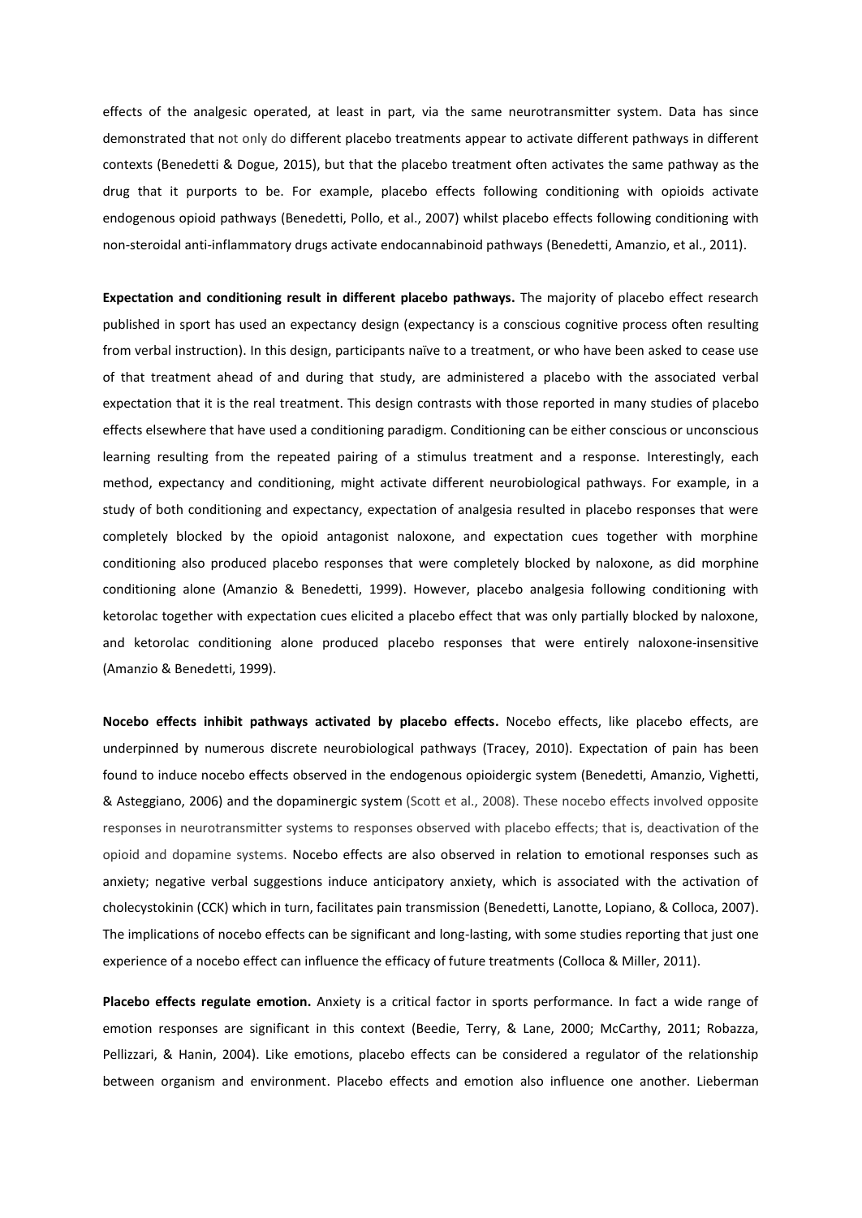effects of the analgesic operated, at least in part, via the same neurotransmitter system. Data has since demonstrated that not only do different placebo treatments appear to activate different pathways in different contexts (Benedetti & Dogue, 2015), but that the placebo treatment often activates the same pathway as the drug that it purports to be. For example, placebo effects following conditioning with opioids activate endogenous opioid pathways (Benedetti, Pollo, et al., 2007) whilst placebo effects following conditioning with non-steroidal anti-inflammatory drugs activate endocannabinoid pathways (Benedetti, Amanzio, et al., 2011).

**Expectation and conditioning result in different placebo pathways.** The majority of placebo effect research published in sport has used an expectancy design (expectancy is a conscious cognitive process often resulting from verbal instruction). In this design, participants naïve to a treatment, or who have been asked to cease use of that treatment ahead of and during that study, are administered a placebo with the associated verbal expectation that it is the real treatment. This design contrasts with those reported in many studies of placebo effects elsewhere that have used a conditioning paradigm. Conditioning can be either conscious or unconscious learning resulting from the repeated pairing of a stimulus treatment and a response. Interestingly, each method, expectancy and conditioning, might activate different neurobiological pathways. For example, in a study of both conditioning and expectancy, expectation of analgesia resulted in placebo responses that were completely blocked by the opioid antagonist naloxone, and expectation cues together with morphine conditioning also produced placebo responses that were completely blocked by naloxone, as did morphine conditioning alone (Amanzio & Benedetti, 1999). However, placebo analgesia following conditioning with ketorolac together with expectation cues elicited a placebo effect that was only partially blocked by naloxone, and ketorolac conditioning alone produced placebo responses that were entirely naloxone-insensitive (Amanzio & Benedetti, 1999).

**Nocebo effects inhibit pathways activated by placebo effects.** Nocebo effects, like placebo effects, are underpinned by numerous discrete neurobiological pathways (Tracey, 2010). Expectation of pain has been found to induce nocebo effects observed in the endogenous opioidergic system (Benedetti, Amanzio, Vighetti, & Asteggiano, 2006) and the dopaminergic system (Scott et al., 2008). These nocebo effects involved opposite responses in neurotransmitter systems to responses observed with placebo effects; that is, deactivation of the opioid and dopamine systems. Nocebo effects are also observed in relation to emotional responses such as anxiety; negative verbal suggestions induce anticipatory anxiety, which is associated with the activation of cholecystokinin (CCK) which in turn, facilitates pain transmission (Benedetti, Lanotte, Lopiano, & Colloca, 2007). The implications of nocebo effects can be significant and long-lasting, with some studies reporting that just one experience of a nocebo effect can influence the efficacy of future treatments (Colloca & Miller, 2011).

**Placebo effects regulate emotion.** Anxiety is a critical factor in sports performance. In fact a wide range of emotion responses are significant in this context (Beedie, Terry, & Lane, 2000; McCarthy, 2011; Robazza, Pellizzari, & Hanin, 2004). Like emotions, placebo effects can be considered a regulator of the relationship between organism and environment. Placebo effects and emotion also influence one another. Lieberman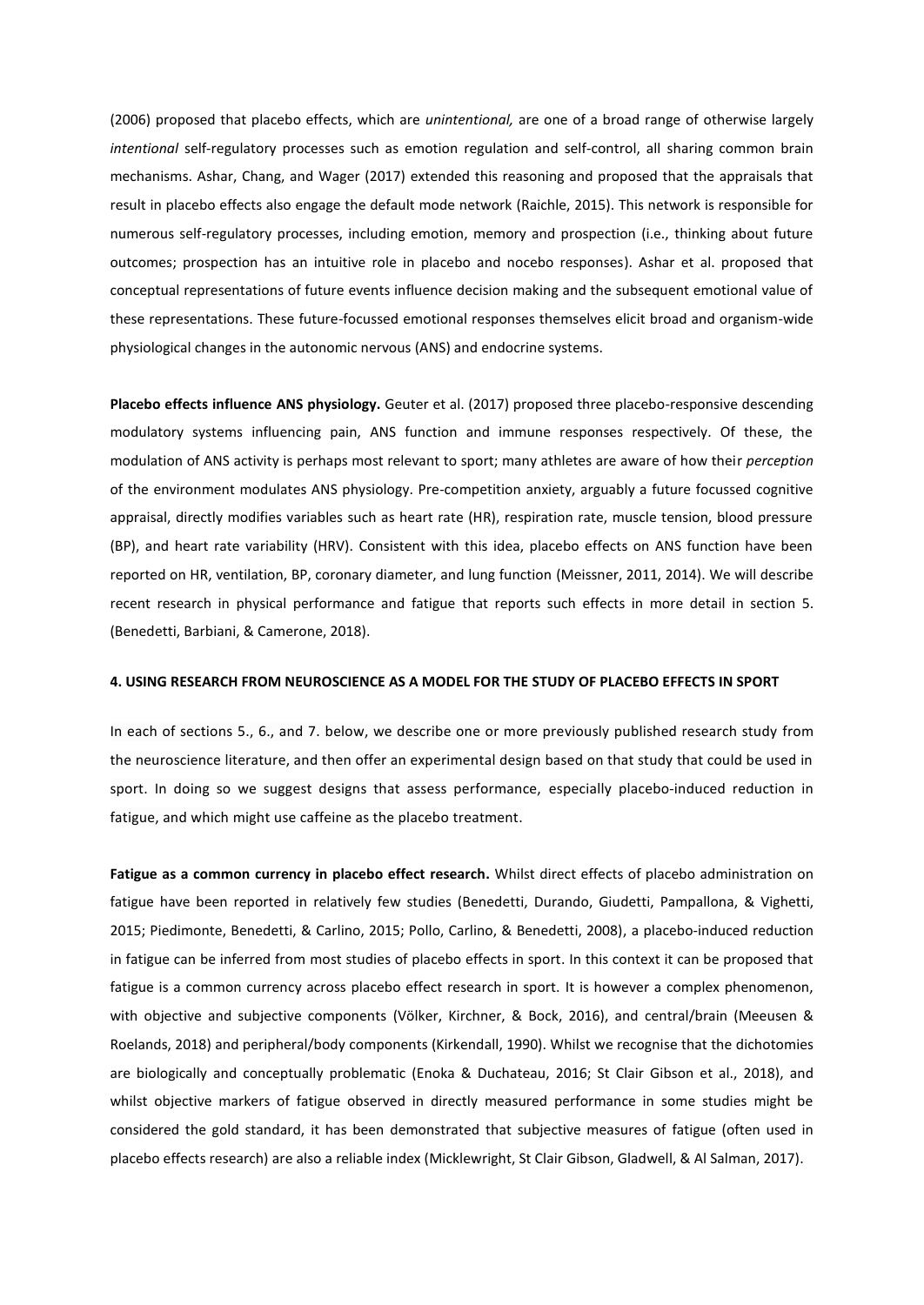(2006) proposed that placebo effects, which are *unintentional,* are one of a broad range of otherwise largely *intentional* self-regulatory processes such as emotion regulation and self-control, all sharing common brain mechanisms. Ashar, Chang, and Wager (2017) extended this reasoning and proposed that the appraisals that result in placebo effects also engage the default mode network (Raichle, 2015). This network is responsible for numerous self-regulatory processes, including emotion, memory and prospection (i.e., thinking about future outcomes; prospection has an intuitive role in placebo and nocebo responses). Ashar et al. proposed that conceptual representations of future events influence decision making and the subsequent emotional value of these representations. These future-focussed emotional responses themselves elicit broad and organism-wide physiological changes in the autonomic nervous (ANS) and endocrine systems.

**Placebo effects influence ANS physiology.** Geuter et al. (2017) proposed three placebo-responsive descending modulatory systems influencing pain, ANS function and immune responses respectively. Of these, the modulation of ANS activity is perhaps most relevant to sport; many athletes are aware of how their *perception* of the environment modulates ANS physiology. Pre-competition anxiety, arguably a future focussed cognitive appraisal, directly modifies variables such as heart rate (HR), respiration rate, muscle tension, blood pressure (BP), and heart rate variability (HRV). Consistent with this idea, placebo effects on ANS function have been reported on HR, ventilation, BP, coronary diameter, and lung function (Meissner, 2011, 2014). We will describe recent research in physical performance and fatigue that reports such effects in more detail in section 5. (Benedetti, Barbiani, & Camerone, 2018).

## 4. USING RESEARCH FROM NEUROSCIENCE AS A MODEL FOR THE STUDY OF PLACEBO EFFECTS IN SPORT

In each of sections 5., 6., and 7. below, we describe one or more previously published research study from the neuroscience literature, and then offer an experimental design based on that study that could be used in sport. In doing so we suggest designs that assess performance, especially placebo-induced reduction in fatigue, and which might use caffeine as the placebo treatment.

**Fatigue as a common currency in placebo effect research.** Whilst direct effects of placebo administration on fatigue have been reported in relatively few studies (Benedetti, Durando, Giudetti, Pampallona, & Vighetti, 2015; Piedimonte, Benedetti, & Carlino, 2015; Pollo, Carlino, & Benedetti, 2008), a placebo-induced reduction in fatigue can be inferred from most studies of placebo effects in sport. In this context it can be proposed that fatigue is a common currency across placebo effect research in sport. It is however a complex phenomenon, with objective and subjective components (Völker, Kirchner, & Bock, 2016), and central/brain (Meeusen & Roelands, 2018) and peripheral/body components (Kirkendall, 1990). Whilst we recognise that the dichotomies are biologically and conceptually problematic (Enoka & Duchateau, 2016; St Clair Gibson et al., 2018), and whilst objective markers of fatigue observed in directly measured performance in some studies might be considered the gold standard, it has been demonstrated that subjective measures of fatigue (often used in placebo effects research) are also a reliable index (Micklewright, St Clair Gibson, Gladwell, & Al Salman, 2017).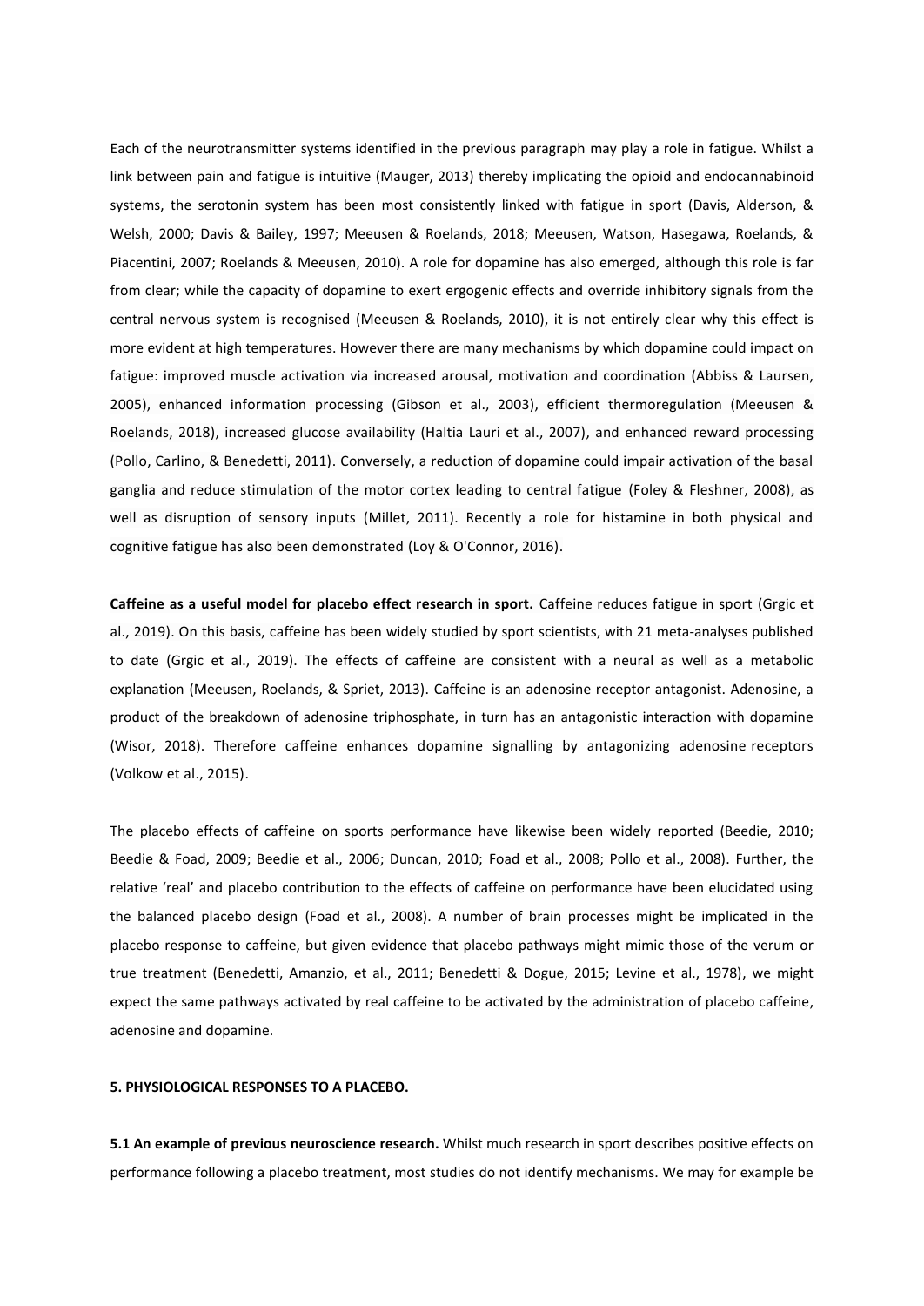Each of the neurotransmitter systems identified in the previous paragraph may play a role in fatigue. Whilst a link between pain and fatigue is intuitive (Mauger, 2013) thereby implicating the opioid and endocannabinoid systems, the serotonin system has been most consistently linked with fatigue in sport (Davis, Alderson, & Welsh, 2000; Davis & Bailey, 1997; Meeusen & Roelands, 2018; Meeusen, Watson, Hasegawa, Roelands, & Piacentini, 2007; Roelands & Meeusen, 2010). A role for dopamine has also emerged, although this role is far from clear; while the capacity of dopamine to exert ergogenic effects and override inhibitory signals from the central nervous system is recognised (Meeusen & Roelands, 2010), it is not entirely clear why this effect is more evident at high temperatures. However there are many mechanisms by which dopamine could impact on fatigue: improved muscle activation via increased arousal, motivation and coordination (Abbiss & Laursen, 2005), enhanced information processing (Gibson et al., 2003), efficient thermoregulation (Meeusen & Roelands, 2018), increased glucose availability (Haltia Lauri et al., 2007), and enhanced reward processing (Pollo, Carlino, & Benedetti, 2011). Conversely, a reduction of dopamine could impair activation of the basal ganglia and reduce stimulation of the motor cortex leading to central fatigue (Foley & Fleshner, 2008), as well as disruption of sensory inputs (Millet, 2011). Recently a role for histamine in both physical and cognitive fatigue has also been demonstrated (Loy & O'Connor, 2016).

**Caffeine as a useful model for placebo effect research in sport.** Caffeine reduces fatigue in sport (Grgic et al., 2019). On this basis, caffeine has been widely studied by sport scientists, with 21 meta-analyses published to date (Grgic et al., 2019). The effects of caffeine are consistent with a neural as well as a metabolic explanation (Meeusen, Roelands, & Spriet, 2013). Caffeine is an adenosine receptor antagonist. Adenosine, a product of the breakdown of adenosine triphosphate, in turn has an antagonistic interaction with dopamine (Wisor, 2018). Therefore caffeine enhances dopamine signalling by antagonizing adenosine receptors (Volkow et al., 2015).

The placebo effects of caffeine on sports performance have likewise been widely reported (Beedie, 2010; Beedie & Foad, 2009; Beedie et al., 2006; Duncan, 2010; Foad et al., 2008; Pollo et al., 2008). Further, the relative 'real' and placebo contribution to the effects of caffeine on performance have been elucidated using the balanced placebo design (Foad et al., 2008). A number of brain processes might be implicated in the placebo response to caffeine, but given evidence that placebo pathways might mimic those of the verum or true treatment (Benedetti, Amanzio, et al., 2011; Benedetti & Dogue, 2015; Levine et al., 1978), we might expect the same pathways activated by real caffeine to be activated by the administration of placebo caffeine, adenosine and dopamine.

## 5. PHYSIOLOGICAL RESPONSES TO A PLACEBO.

**5.1 An example of previous neuroscience research.** Whilst much research in sport describes positive effects on performance following a placebo treatment, most studies do not identify mechanisms. We may for example be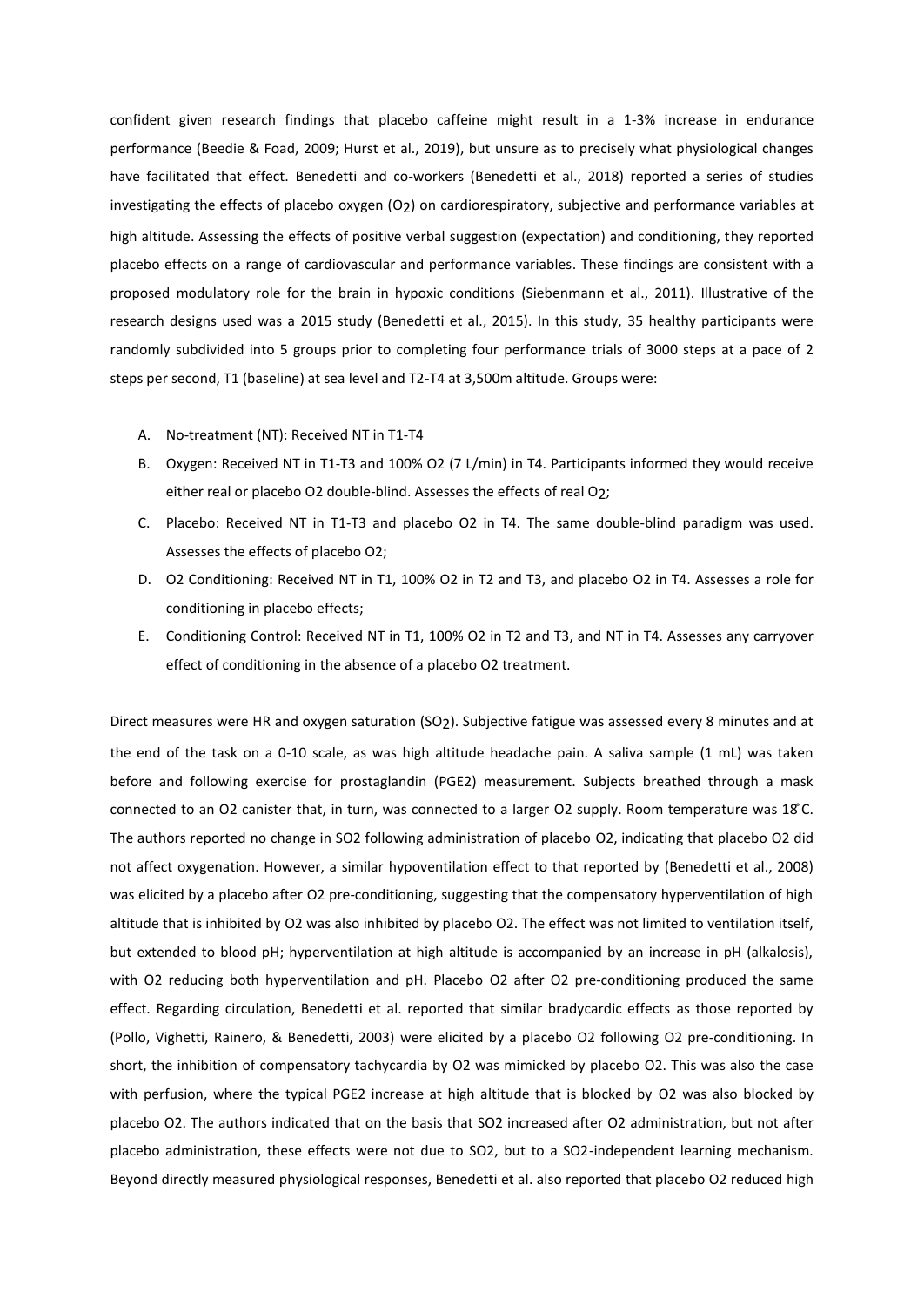confident given research findings that placebo caffeine might result in a 1-3% increase in endurance performance (Beedie & Foad, 2009; Hurst et al., 2019), but unsure as to precisely what physiological changes have facilitated that effect. Benedetti and co-workers (Benedetti et al., 2018) reported a series of studies investigating the effects of placebo oxygen ($O_2$) on cardiorespiratory, subjective and performance variables at high altitude. Assessing the effects of positive verbal suggestion (expectation) and conditioning, they reported placebo effects on a range of cardiovascular and performance variables. These findings are consistent with a proposed modulatory role for the brain in hypoxic conditions (Siebenmann et al., 2011). Illustrative of the research designs used was a 2015 study (Benedetti et al., 2015). In this study, 35 healthy participants were randomly subdivided into 5 groups prior to completing four performance trials of 3000 steps at a pace of 2 steps per second, T1 (baseline) at sea level and T2-T4 at 3,500m altitude. Groups were:

A. No-treatment (NT): Received NT in T1-T4
B. Oxygen: Received NT in T1-T3 and 100% O2 (7 L/min) in T4. Participants informed they would receive either real or placebo O2 double-blind. Assesses the effects of real $O_2$;
C. Placebo: Received NT in T1-T3 and placebo O2 in T4. The same double-blind paradigm was used. Assesses the effects of placebo O2;
D. O2 Conditioning: Received NT in T1, 100% O2 in T2 and T3, and placebo O2 in T4. Assesses a role for conditioning in placebo effects;
E. Conditioning Control: Received NT in T1, 100% O2 in T2 and T3, and NT in T4. Assesses any carryover effect of conditioning in the absence of a placebo O2 treatment.

Direct measures were HR and oxygen saturation ($SO_2$). Subjective fatigue was assessed every 8 minutes and at the end of the task on a 0-10 scale, as was high altitude headache pain. A saliva sample (1 mL) was taken before and following exercise for prostaglandin (PGE2) measurement. Subjects breathed through a mask connected to an O2 canister that, in turn, was connected to a larger O2 supply. Room temperature was 18°C. The authors reported no change in SO2 following administration of placebo O2, indicating that placebo O2 did not affect oxygenation. However, a similar hypoventilation effect to that reported by (Benedetti et al., 2008) was elicited by a placebo after O2 pre-conditioning, suggesting that the compensatory hyperventilation of high altitude that is inhibited by O2 was also inhibited by placebo O2. The effect was not limited to ventilation itself, but extended to blood pH; hyperventilation at high altitude is accompanied by an increase in pH (alkalosis), with O2 reducing both hyperventilation and pH. Placebo O2 after O2 pre-conditioning produced the same effect. Regarding circulation, Benedetti et al. reported that similar bradycardic effects as those reported by (Pollo, Vighetti, Rainero, & Benedetti, 2003) were elicited by a placebo O2 following O2 pre-conditioning. In short, the inhibition of compensatory tachycardia by O2 was mimicked by placebo O2. This was also the case with perfusion, where the typical PGE2 increase at high altitude that is blocked by O2 was also blocked by placebo O2. The authors indicated that on the basis that SO2 increased after O2 administration, but not after placebo administration, these effects were not due to SO2, but to a SO2-independent learning mechanism. Beyond directly measured physiological responses, Benedetti et al. also reported that placebo O2 reduced high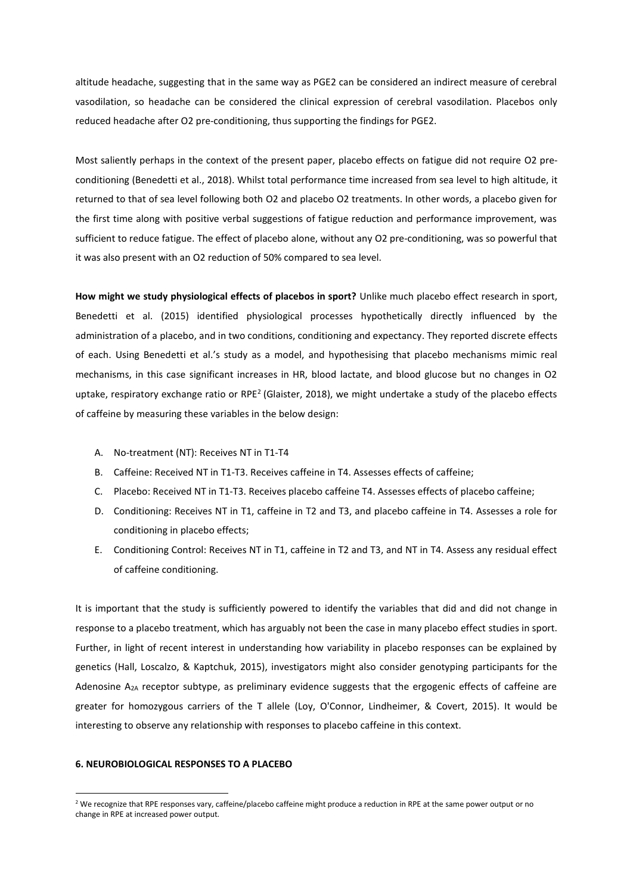altitude headache, suggesting that in the same way as PGE2 can be considered an indirect measure of cerebral vasodilation, so headache can be considered the clinical expression of cerebral vasodilation. Placebos only reduced headache after $O_2$ pre-conditioning, thus supporting the findings for PGE2.

Most saliently perhaps in the context of the present paper, placebo effects on fatigue did not require $O_2$ pre-conditioning (Benedetti et al., 2018). Whilst total performance time increased from sea level to high altitude, it returned to that of sea level following both $O_2$ and placebo $O_2$ treatments. In other words, a placebo given for the first time along with positive verbal suggestions of fatigue reduction and performance improvement, was sufficient to reduce fatigue. The effect of placebo alone, without any $O_2$ pre-conditioning, was so powerful that it was also present with an $O_2$ reduction of 50% compared to sea level.

**How might we study physiological effects of placebos in sport?** Unlike much placebo effect research in sport, Benedetti et al. (2015) identified physiological processes hypothetically directly influenced by the administration of a placebo, and in two conditions, conditioning and expectancy. They reported discrete effects of each. Using Benedetti et al.'s study as a model, and hypothesising that placebo mechanisms mimic real mechanisms, in this case significant increases in HR, blood lactate, and blood glucose but no changes in $O_2$ uptake, respiratory exchange ratio or RPE[2] (Glaister, 2018), we might undertake a study of the placebo effects of caffeine by measuring these variables in the below design:

A. No-treatment (NT): Receives NT in T1-T4
B. Caffeine: Received NT in T1-T3. Receives caffeine in T4. Assesses effects of caffeine;
C. Placebo: Received NT in T1-T3. Receives placebo caffeine T4. Assesses effects of placebo caffeine;
D. Conditioning: Receives NT in T1, caffeine in T2 and T3, and placebo caffeine in T4. Assesses a role for conditioning in placebo effects;
E. Conditioning Control: Receives NT in T1, caffeine in T2 and T3, and NT in T4. Assess any residual effect of caffeine conditioning.

It is important that the study is sufficiently powered to identify the variables that did and did not change in response to a placebo treatment, which has arguably not been the case in many placebo effect studies in sport. Further, in light of recent interest in understanding how variability in placebo responses can be explained by genetics (Hall, Loscalzo, & Kaptchuk, 2015), investigators might also consider genotyping participants for the Adenosine $A_{2A}$ receptor subtype, as preliminary evidence suggests that the ergogenic effects of caffeine are greater for homozygous carriers of the T allele (Loy, O'Connor, Lindheimer, & Covert, 2015). It would be interesting to observe any relationship with responses to placebo caffeine in this context.

## 6. NEUROBIOLOGICAL RESPONSES TO A PLACEBO

[2] We recognize that RPE responses vary, caffeine/placebo caffeine might produce a reduction in RPE at the same power output or no change in RPE at increased power output.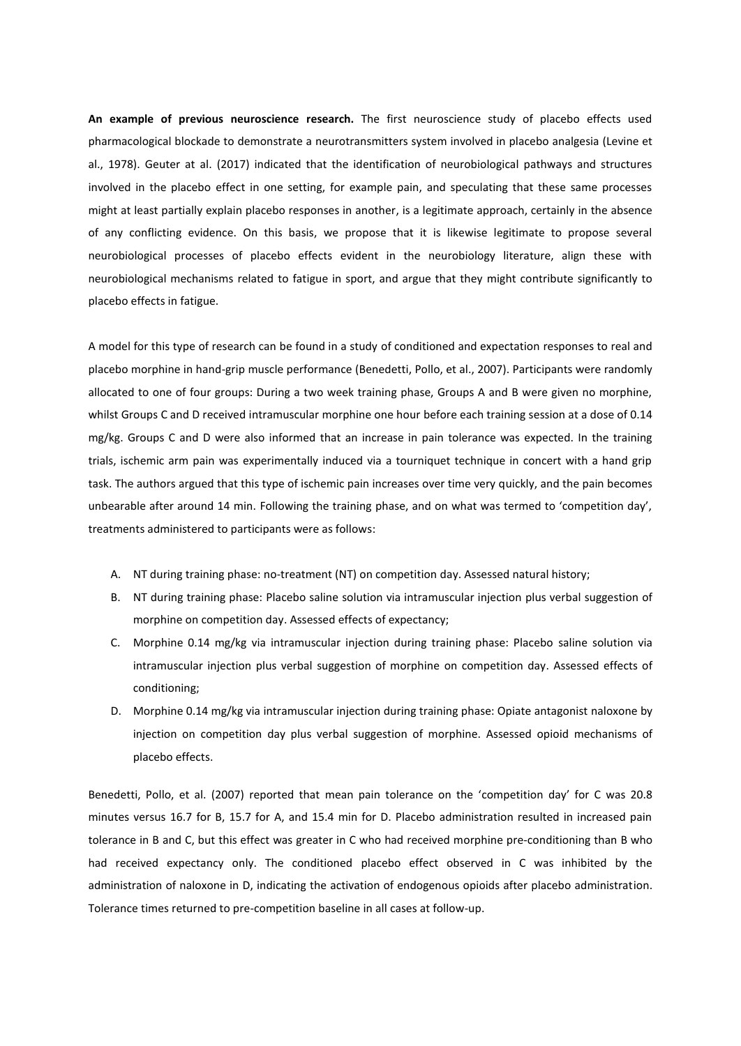**An example of previous neuroscience research.** The first neuroscience study of placebo effects used pharmacological blockade to demonstrate a neurotransmitters system involved in placebo analgesia (Levine et al., 1978). Geuter at al. (2017) indicated that the identification of neurobiological pathways and structures involved in the placebo effect in one setting, for example pain, and speculating that these same processes might at least partially explain placebo responses in another, is a legitimate approach, certainly in the absence of any conflicting evidence. On this basis, we propose that it is likewise legitimate to propose several neurobiological processes of placebo effects evident in the neurobiology literature, align these with neurobiological mechanisms related to fatigue in sport, and argue that they might contribute significantly to placebo effects in fatigue.

A model for this type of research can be found in a study of conditioned and expectation responses to real and placebo morphine in hand-grip muscle performance (Benedetti, Pollo, et al., 2007). Participants were randomly allocated to one of four groups: During a two week training phase, Groups A and B were given no morphine, whilst Groups C and D received intramuscular morphine one hour before each training session at a dose of 0.14 mg/kg. Groups C and D were also informed that an increase in pain tolerance was expected. In the training trials, ischemic arm pain was experimentally induced via a tourniquet technique in concert with a hand grip task. The authors argued that this type of ischemic pain increases over time very quickly, and the pain becomes unbearable after around 14 min. Following the training phase, and on what was termed to 'competition day', treatments administered to participants were as follows:

A. NT during training phase: no-treatment (NT) on competition day. Assessed natural history;
B. NT during training phase: Placebo saline solution via intramuscular injection plus verbal suggestion of morphine on competition day. Assessed effects of expectancy;
C. Morphine 0.14 mg/kg via intramuscular injection during training phase: Placebo saline solution via intramuscular injection plus verbal suggestion of morphine on competition day. Assessed effects of conditioning;
D. Morphine 0.14 mg/kg via intramuscular injection during training phase: Opiate antagonist naloxone by injection on competition day plus verbal suggestion of morphine. Assessed opioid mechanisms of placebo effects.

Benedetti, Pollo, et al. (2007) reported that mean pain tolerance on the 'competition day' for C was 20.8 minutes versus 16.7 for B, 15.7 for A, and 15.4 min for D. Placebo administration resulted in increased pain tolerance in B and C, but this effect was greater in C who had received morphine pre-conditioning than B who had received expectancy only. The conditioned placebo effect observed in C was inhibited by the administration of naloxone in D, indicating the activation of endogenous opioids after placebo administration. Tolerance times returned to pre-competition baseline in all cases at follow-up.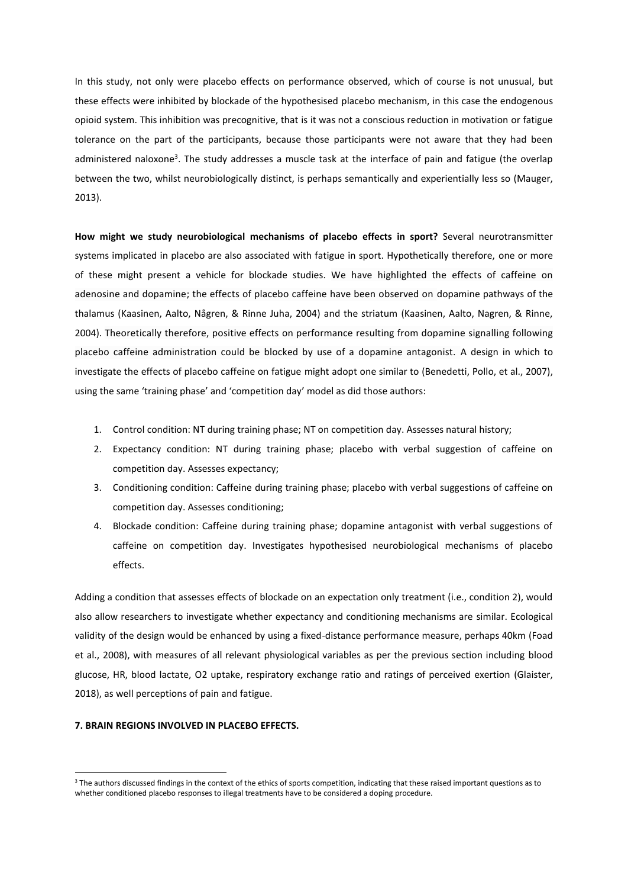In this study, not only were placebo effects on performance observed, which of course is not unusual, but these effects were inhibited by blockade of the hypothesised placebo mechanism, in this case the endogenous opioid system. This inhibition was precognitive, that is it was not a conscious reduction in motivation or fatigue tolerance on the part of the participants, because those participants were not aware that they had been administered naloxone[3]. The study addresses a muscle task at the interface of pain and fatigue (the overlap between the two, whilst neurobiologically distinct, is perhaps semantically and experientially less so (Mauger, 2013).

**How might we study neurobiological mechanisms of placebo effects in sport?** Several neurotransmitter systems implicated in placebo are also associated with fatigue in sport. Hypothetically therefore, one or more of these might present a vehicle for blockade studies. We have highlighted the effects of caffeine on adenosine and dopamine; the effects of placebo caffeine have been observed on dopamine pathways of the thalamus (Kaasinen, Aalto, Någren, & Rinne Juha, 2004) and the striatum (Kaasinen, Aalto, Nagren, & Rinne, 2004). Theoretically therefore, positive effects on performance resulting from dopamine signalling following placebo caffeine administration could be blocked by use of a dopamine antagonist. A design in which to investigate the effects of placebo caffeine on fatigue might adopt one similar to (Benedetti, Pollo, et al., 2007), using the same 'training phase' and 'competition day' model as did those authors:

1. Control condition: NT during training phase; NT on competition day. Assesses natural history;
2. Expectancy condition: NT during training phase; placebo with verbal suggestion of caffeine on competition day. Assesses expectancy;
3. Conditioning condition: Caffeine during training phase; placebo with verbal suggestions of caffeine on competition day. Assesses conditioning;
4. Blockade condition: Caffeine during training phase; dopamine antagonist with verbal suggestions of caffeine on competition day. Investigates hypothesised neurobiological mechanisms of placebo effects.

Adding a condition that assesses effects of blockade on an expectation only treatment (i.e., condition 2), would also allow researchers to investigate whether expectancy and conditioning mechanisms are similar. Ecological validity of the design would be enhanced by using a fixed-distance performance measure, perhaps 40km (Foad et al., 2008), with measures of all relevant physiological variables as per the previous section including blood glucose, HR, blood lactate, O2 uptake, respiratory exchange ratio and ratings of perceived exertion (Glaister, 2018), as well perceptions of pain and fatigue.

## 7. BRAIN REGIONS INVOLVED IN PLACEBO EFFECTS.

[3] The authors discussed findings in the context of the ethics of sports competition, indicating that these raised important questions as to whether conditioned placebo responses to illegal treatments have to be considered a doping procedure.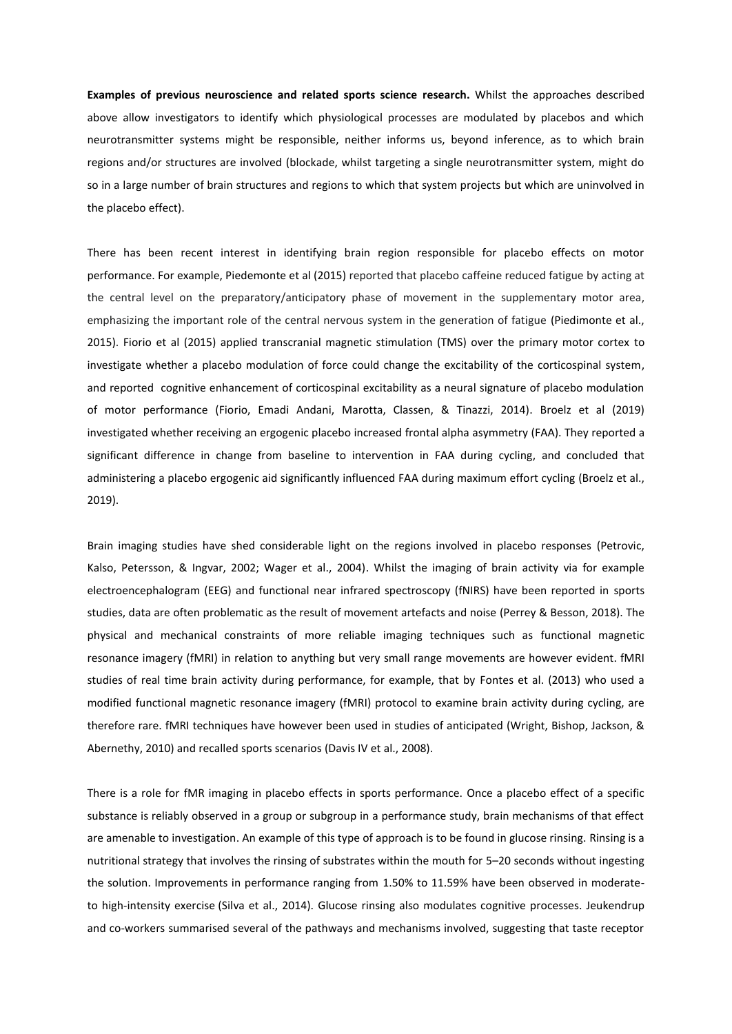**Examples of previous neuroscience and related sports science research.** Whilst the approaches described above allow investigators to identify which physiological processes are modulated by placebos and which neurotransmitter systems might be responsible, neither informs us, beyond inference, as to which brain regions and/or structures are involved (blockade, whilst targeting a single neurotransmitter system, might do so in a large number of brain structures and regions to which that system projects but which are uninvolved in the placebo effect).

There has been recent interest in identifying brain region responsible for placebo effects on motor performance. For example, Piedemonte et al (2015) reported that placebo caffeine reduced fatigue by acting at the central level on the preparatory/anticipatory phase of movement in the supplementary motor area, emphasizing the important role of the central nervous system in the generation of fatigue (Piedimonte et al., 2015). Fiorio et al (2015) applied transcranial magnetic stimulation (TMS) over the primary motor cortex to investigate whether a placebo modulation of force could change the excitability of the corticospinal system, and reported cognitive enhancement of corticospinal excitability as a neural signature of placebo modulation of motor performance (Fiorio, Emadi Andani, Marotta, Classen, & Tinazzi, 2014). Broelz et al (2019) investigated whether receiving an ergogenic placebo increased frontal alpha asymmetry (FAA). They reported a significant difference in change from baseline to intervention in FAA during cycling, and concluded that administering a placebo ergogenic aid significantly influenced FAA during maximum effort cycling (Broelz et al., 2019).

Brain imaging studies have shed considerable light on the regions involved in placebo responses (Petrovic, Kalso, Petersson, & Ingvar, 2002; Wager et al., 2004). Whilst the imaging of brain activity via for example electroencephalogram (EEG) and functional near infrared spectroscopy (fNIRS) have been reported in sports studies, data are often problematic as the result of movement artefacts and noise (Perrey & Besson, 2018). The physical and mechanical constraints of more reliable imaging techniques such as functional magnetic resonance imagery (fMRI) in relation to anything but very small range movements are however evident. fMRI studies of real time brain activity during performance, for example, that by Fontes et al. (2013) who used a modified functional magnetic resonance imagery (fMRI) protocol to examine brain activity during cycling, are therefore rare. fMRI techniques have however been used in studies of anticipated (Wright, Bishop, Jackson, & Abernethy, 2010) and recalled sports scenarios (Davis IV et al., 2008).

There is a role for fMR imaging in placebo effects in sports performance. Once a placebo effect of a specific substance is reliably observed in a group or subgroup in a performance study, brain mechanisms of that effect are amenable to investigation. An example of this type of approach is to be found in glucose rinsing. Rinsing is a nutritional strategy that involves the rinsing of substrates within the mouth for 5–20 seconds without ingesting the solution. Improvements in performance ranging from 1.50% to 11.59% have been observed in moderate-to high-intensity exercise (Silva et al., 2014). Glucose rinsing also modulates cognitive processes. Jeukendrup and co-workers summarised several of the pathways and mechanisms involved, suggesting that taste receptor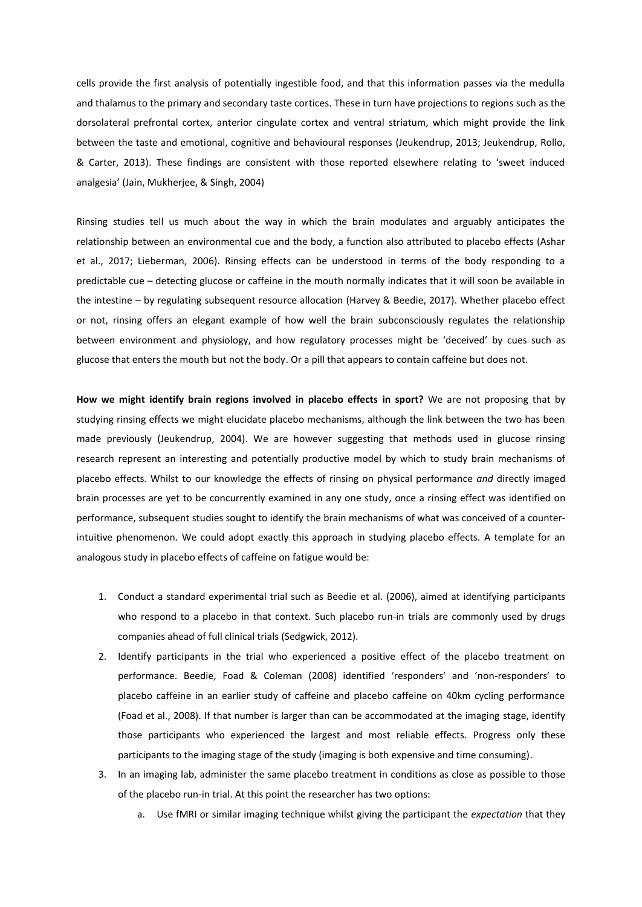cells provide the first analysis of potentially ingestible food, and that this information passes via the medulla and thalamus to the primary and secondary taste cortices. These in turn have projections to regions such as the dorsolateral prefrontal cortex, anterior cingulate cortex and ventral striatum, which might provide the link between the taste and emotional, cognitive and behavioural responses (Jeukendrup, 2013; Jeukendrup, Rollo, & Carter, 2013). These findings are consistent with those reported elsewhere relating to 'sweet induced analgesia' (Jain, Mukherjee, & Singh, 2004)

Rinsing studies tell us much about the way in which the brain modulates and arguably anticipates the relationship between an environmental cue and the body, a function also attributed to placebo effects (Ashar et al., 2017; Lieberman, 2006). Rinsing effects can be understood in terms of the body responding to a predictable cue – detecting glucose or caffeine in the mouth normally indicates that it will soon be available in the intestine – by regulating subsequent resource allocation (Harvey & Beedie, 2017). Whether placebo effect or not, rinsing offers an elegant example of how well the brain subconsciously regulates the relationship between environment and physiology, and how regulatory processes might be 'deceived' by cues such as glucose that enters the mouth but not the body. Or a pill that appears to contain caffeine but does not.

**How we might identify brain regions involved in placebo effects in sport?** We are not proposing that by studying rinsing effects we might elucidate placebo mechanisms, although the link between the two has been made previously (Jeukendrup, 2004). We are however suggesting that methods used in glucose rinsing research represent an interesting and potentially productive model by which to study brain mechanisms of placebo effects. Whilst to our knowledge the effects of rinsing on physical performance *and* directly imaged brain processes are yet to be concurrently examined in any one study, once a rinsing effect was identified on performance, subsequent studies sought to identify the brain mechanisms of what was conceived of a counter-intuitive phenomenon. We could adopt exactly this approach in studying placebo effects. A template for an analogous study in placebo effects of caffeine on fatigue would be:

1. Conduct a standard experimental trial such as Beedie et al. (2006), aimed at identifying participants who respond to a placebo in that context. Such placebo run-in trials are commonly used by drugs companies ahead of full clinical trials (Sedgwick, 2012).
2. Identify participants in the trial who experienced a positive effect of the placebo treatment on performance. Beedie, Foad & Coleman (2008) identified 'responders' and 'non-responders' to placebo caffeine in an earlier study of caffeine and placebo caffeine on 40km cycling performance (Foad et al., 2008). If that number is larger than can be accommodated at the imaging stage, identify those participants who experienced the largest and most reliable effects. Progress only these participants to the imaging stage of the study (imaging is both expensive and time consuming).
3. In an imaging lab, administer the same placebo treatment in conditions as close as possible to those of the placebo run-in trial. At this point the researcher has two options:
    a. Use fMRI or similar imaging technique whilst giving the participant the *expectation* that they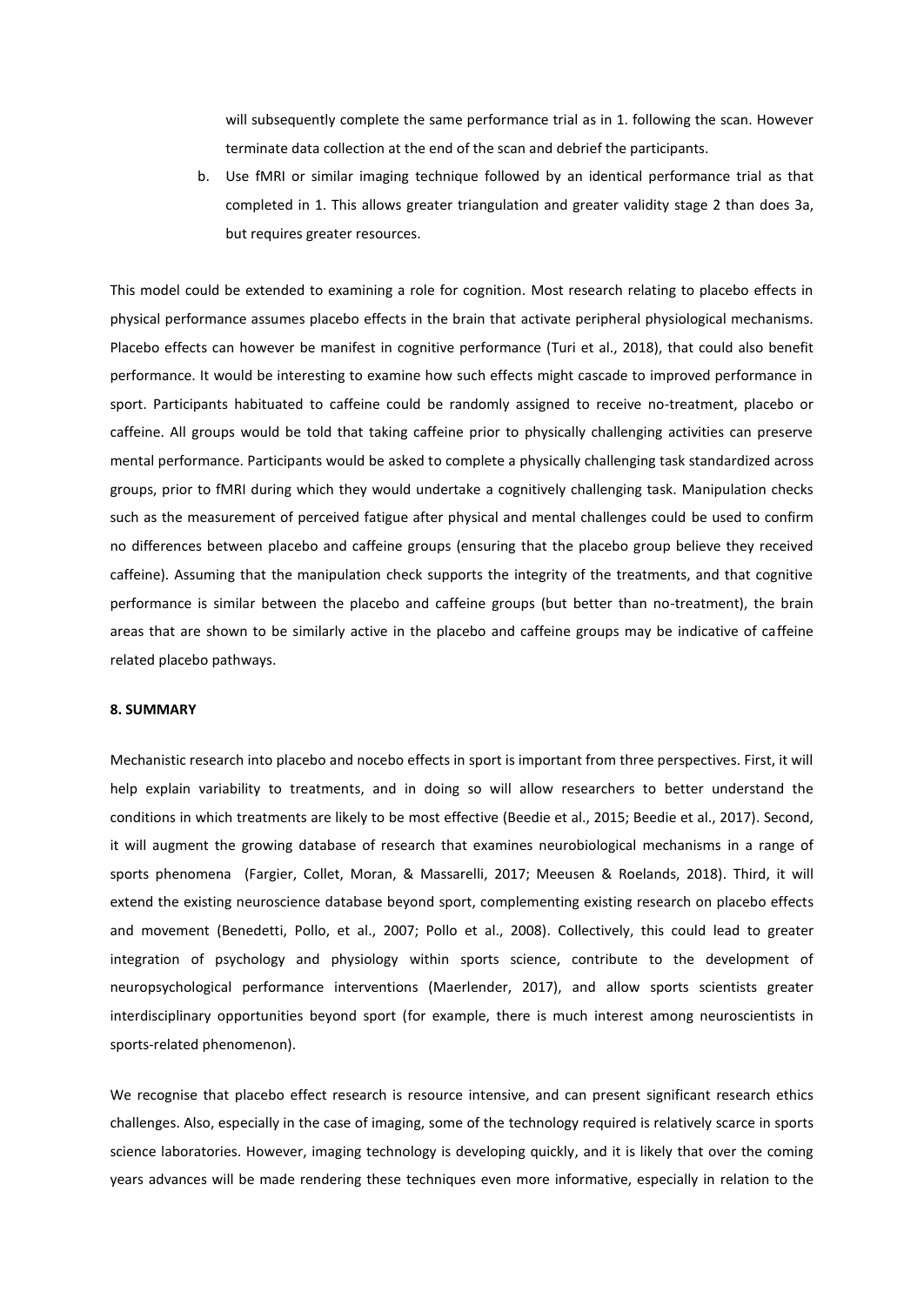will subsequently complete the same performance trial as in 1. following the scan. However terminate data collection at the end of the scan and debrief the participants.

b. Use fMRI or similar imaging technique followed by an identical performance trial as that completed in 1. This allows greater triangulation and greater validity stage 2 than does 3a, but requires greater resources.

This model could be extended to examining a role for cognition. Most research relating to placebo effects in physical performance assumes placebo effects in the brain that activate peripheral physiological mechanisms. Placebo effects can however be manifest in cognitive performance (Turi et al., 2018), that could also benefit performance. It would be interesting to examine how such effects might cascade to improved performance in sport. Participants habituated to caffeine could be randomly assigned to receive no-treatment, placebo or caffeine. All groups would be told that taking caffeine prior to physically challenging activities can preserve mental performance. Participants would be asked to complete a physically challenging task standardized across groups, prior to fMRI during which they would undertake a cognitively challenging task. Manipulation checks such as the measurement of perceived fatigue after physical and mental challenges could be used to confirm no differences between placebo and caffeine groups (ensuring that the placebo group believe they received caffeine). Assuming that the manipulation check supports the integrity of the treatments, and that cognitive performance is similar between the placebo and caffeine groups (but better than no-treatment), the brain areas that are shown to be similarly active in the placebo and caffeine groups may be indicative of caffeine related placebo pathways.

## 8. SUMMARY

Mechanistic research into placebo and nocebo effects in sport is important from three perspectives. First, it will help explain variability to treatments, and in doing so will allow researchers to better understand the conditions in which treatments are likely to be most effective (Beedie et al., 2015; Beedie et al., 2017). Second, it will augment the growing database of research that examines neurobiological mechanisms in a range of sports phenomena (Fargier, Collet, Moran, & Massarelli, 2017; Meeusen & Roelands, 2018). Third, it will extend the existing neuroscience database beyond sport, complementing existing research on placebo effects and movement (Benedetti, Pollo, et al., 2007; Pollo et al., 2008). Collectively, this could lead to greater integration of psychology and physiology within sports science, contribute to the development of neuropsychological performance interventions (Maerlender, 2017), and allow sports scientists greater interdisciplinary opportunities beyond sport (for example, there is much interest among neuroscientists in sports-related phenomenon).

We recognise that placebo effect research is resource intensive, and can present significant research ethics challenges. Also, especially in the case of imaging, some of the technology required is relatively scarce in sports science laboratories. However, imaging technology is developing quickly, and it is likely that over the coming years advances will be made rendering these techniques even more informative, especially in relation to the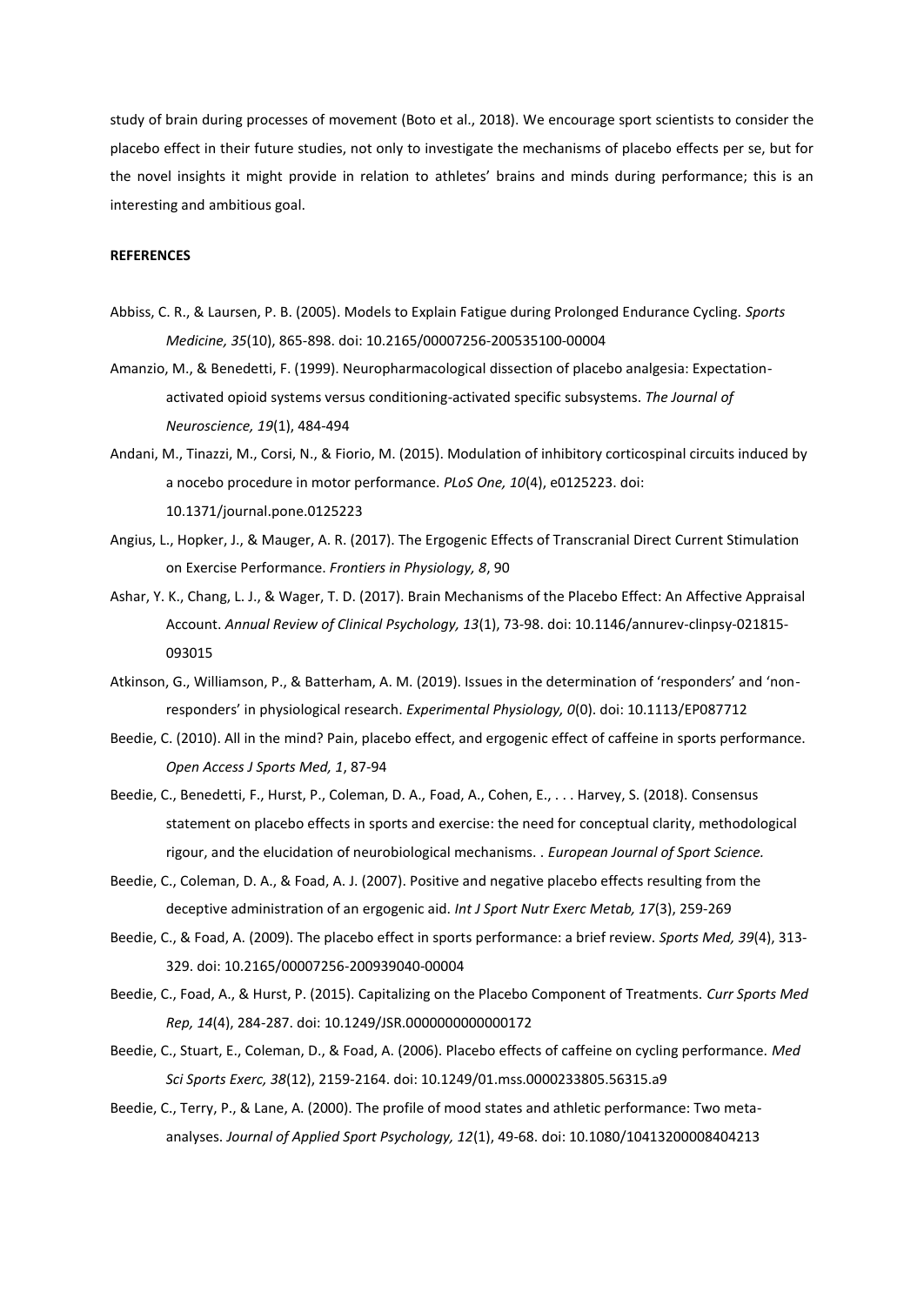study of brain during processes of movement (Boto et al., 2018). We encourage sport scientists to consider the placebo effect in their future studies, not only to investigate the mechanisms of placebo effects per se, but for the novel insights it might provide in relation to athletes' brains and minds during performance; this is an interesting and ambitious goal.

**REFERENCES**

Abbiss, C. R., & Laursen, P. B. (2005). Models to Explain Fatigue during Prolonged Endurance Cycling. *Sports Medicine, 35*(10), 865-898. doi: 10.2165/00007256-200535100-00004

Amanzio, M., & Benedetti, F. (1999). Neuropharmacological dissection of placebo analgesia: Expectation-activated opioid systems versus conditioning-activated specific subsystems. *The Journal of Neuroscience, 19*(1), 484-494

Andani, M., Tinazzi, M., Corsi, N., & Fiorio, M. (2015). Modulation of inhibitory corticospinal circuits induced by a nocebo procedure in motor performance. *PLoS One, 10*(4), e0125223. doi: 10.1371/journal.pone.0125223

Angius, L., Hopker, J., & Mauger, A. R. (2017). The Ergogenic Effects of Transcranial Direct Current Stimulation on Exercise Performance. *Frontiers in Physiology, 8*, 90

Ashar, Y. K., Chang, L. J., & Wager, T. D. (2017). Brain Mechanisms of the Placebo Effect: An Affective Appraisal Account. *Annual Review of Clinical Psychology, 13*(1), 73-98. doi: 10.1146/annurev-clinpsy-021815-093015

Atkinson, G., Williamson, P., & Batterham, A. M. (2019). Issues in the determination of 'responders' and 'non-responders' in physiological research. *Experimental Physiology, 0*(0). doi: 10.1113/EP087712

Beedie, C. (2010). All in the mind? Pain, placebo effect, and ergogenic effect of caffeine in sports performance. *Open Access J Sports Med, 1*, 87-94

Beedie, C., Benedetti, F., Hurst, P., Coleman, D. A., Foad, A., Cohen, E., . . . Harvey, S. (2018). Consensus statement on placebo effects in sports and exercise: the need for conceptual clarity, methodological rigour, and the elucidation of neurobiological mechanisms. . *European Journal of Sport Science.*

Beedie, C., Coleman, D. A., & Foad, A. J. (2007). Positive and negative placebo effects resulting from the deceptive administration of an ergogenic aid. *Int J Sport Nutr Exerc Metab, 17*(3), 259-269

Beedie, C., & Foad, A. (2009). The placebo effect in sports performance: a brief review. *Sports Med, 39*(4), 313-329. doi: 10.2165/00007256-200939040-00004

Beedie, C., Foad, A., & Hurst, P. (2015). Capitalizing on the Placebo Component of Treatments. *Curr Sports Med Rep, 14*(4), 284-287. doi: 10.1249/JSR.0000000000000172

Beedie, C., Stuart, E., Coleman, D., & Foad, A. (2006). Placebo effects of caffeine on cycling performance. *Med Sci Sports Exerc, 38*(12), 2159-2164. doi: 10.1249/01.mss.0000233805.56315.a9

Beedie, C., Terry, P., & Lane, A. (2000). The profile of mood states and athletic performance: Two meta-analyses. *Journal of Applied Sport Psychology, 12*(1), 49-68. doi: 10.1080/10413200008404213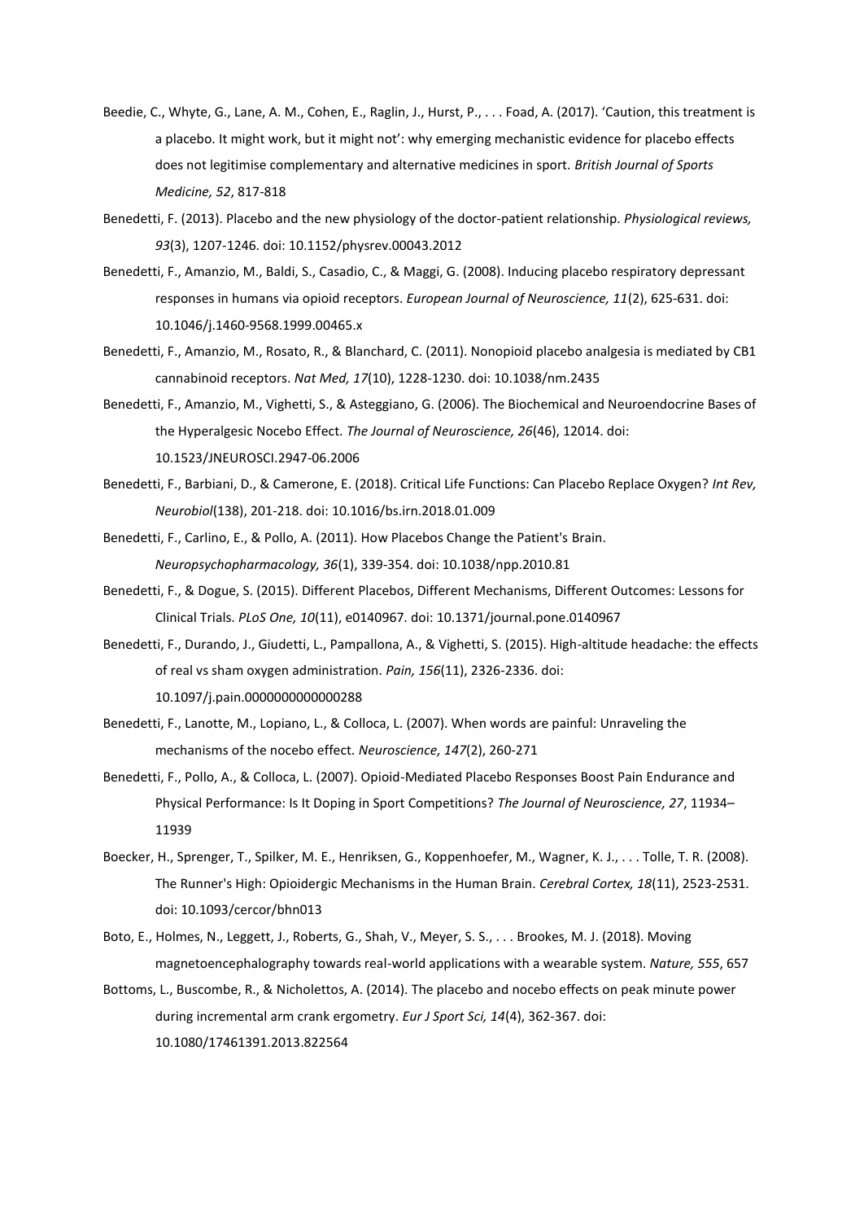Beedie, C., Whyte, G., Lane, A. M., Cohen, E., Raglin, J., Hurst, P., . . . Foad, A. (2017). 'Caution, this treatment is a placebo. It might work, but it might not': why emerging mechanistic evidence for placebo effects does not legitimise complementary and alternative medicines in sport. *British Journal of Sports Medicine, 52*, 817-818

Benedetti, F. (2013). Placebo and the new physiology of the doctor-patient relationship. *Physiological reviews, 93*(3), 1207-1246. doi: 10.1152/physrev.00043.2012

Benedetti, F., Amanzio, M., Baldi, S., Casadio, C., & Maggi, G. (2008). Inducing placebo respiratory depressant responses in humans via opioid receptors. *European Journal of Neuroscience, 11*(2), 625-631. doi: 10.1046/j.1460-9568.1999.00465.x

Benedetti, F., Amanzio, M., Rosato, R., & Blanchard, C. (2011). Nonopioid placebo analgesia is mediated by CB1 cannabinoid receptors. *Nat Med, 17*(10), 1228-1230. doi: 10.1038/nm.2435

Benedetti, F., Amanzio, M., Vighetti, S., & Asteggiano, G. (2006). The Biochemical and Neuroendocrine Bases of the Hyperalgesic Nocebo Effect. *The Journal of Neuroscience, 26*(46), 12014. doi: 10.1523/JNEUROSCI.2947-06.2006

Benedetti, F., Barbiani, D., & Camerone, E. (2018). Critical Life Functions: Can Placebo Replace Oxygen? *Int Rev, Neurobiol*(138), 201-218. doi: 10.1016/bs.irn.2018.01.009

Benedetti, F., Carlino, E., & Pollo, A. (2011). How Placebos Change the Patient's Brain. *Neuropsychopharmacology, 36*(1), 339-354. doi: 10.1038/npp.2010.81

Benedetti, F., & Dogue, S. (2015). Different Placebos, Different Mechanisms, Different Outcomes: Lessons for Clinical Trials. *PLoS One, 10*(11), e0140967. doi: 10.1371/journal.pone.0140967

Benedetti, F., Durando, J., Giudetti, L., Pampallona, A., & Vighetti, S. (2015). High-altitude headache: the effects of real vs sham oxygen administration. *Pain, 156*(11), 2326-2336. doi: 10.1097/j.pain.0000000000000288

Benedetti, F., Lanotte, M., Lopiano, L., & Colloca, L. (2007). When words are painful: Unraveling the mechanisms of the nocebo effect. *Neuroscience, 147*(2), 260-271

Benedetti, F., Pollo, A., & Colloca, L. (2007). Opioid-Mediated Placebo Responses Boost Pain Endurance and Physical Performance: Is It Doping in Sport Competitions? *The Journal of Neuroscience, 27*, 11934–11939

Boecker, H., Sprenger, T., Spilker, M. E., Henriksen, G., Koppenhoefer, M., Wagner, K. J., . . . Tolle, T. R. (2008). The Runner's High: Opioidergic Mechanisms in the Human Brain. *Cerebral Cortex, 18*(11), 2523-2531. doi: 10.1093/cercor/bhn013

Boto, E., Holmes, N., Leggett, J., Roberts, G., Shah, V., Meyer, S. S., . . . Brookes, M. J. (2018). Moving magnetoencephalography towards real-world applications with a wearable system. *Nature, 555*, 657

Bottoms, L., Buscombe, R., & Nicholettos, A. (2014). The placebo and nocebo effects on peak minute power during incremental arm crank ergometry. *Eur J Sport Sci, 14*(4), 362-367. doi: 10.1080/17461391.2013.822564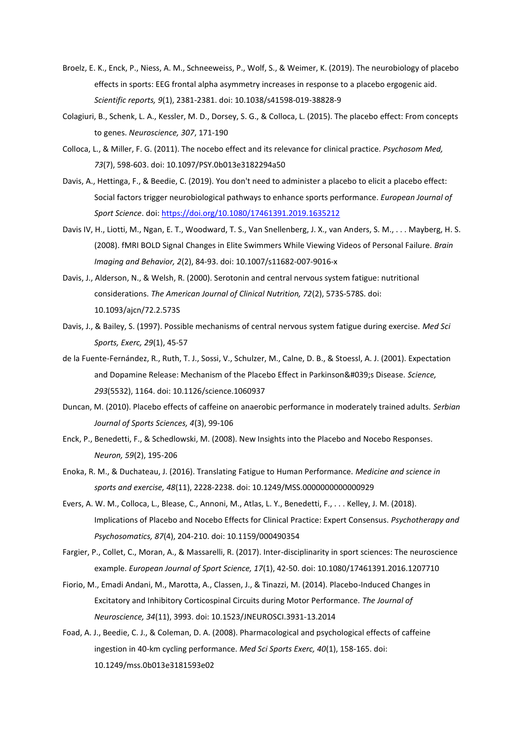Broelz, E. K., Enck, P., Niess, A. M., Schneeweiss, P., Wolf, S., & Weimer, K. (2019). The neurobiology of placebo effects in sports: EEG frontal alpha asymmetry increases in response to a placebo ergogenic aid. *Scientific reports, 9*(1), 2381-2381. doi: 10.1038/s41598-019-38828-9

Colagiuri, B., Schenk, L. A., Kessler, M. D., Dorsey, S. G., & Colloca, L. (2015). The placebo effect: From concepts to genes. *Neuroscience, 307*, 171-190

Colloca, L., & Miller, F. G. (2011). The nocebo effect and its relevance for clinical practice. *Psychosom Med, 73*(7), 598-603. doi: 10.1097/PSY.0b013e3182294a50

Davis, A., Hettinga, F., & Beedie, C. (2019). You don't need to administer a placebo to elicit a placebo effect: Social factors trigger neurobiological pathways to enhance sports performance. *European Journal of Sport Science*. doi: https://doi.org/10.1080/17461391.2019.1635212

Davis IV, H., Liotti, M., Ngan, E. T., Woodward, T. S., Van Snellenberg, J. X., van Anders, S. M., . . . Mayberg, H. S. (2008). fMRI BOLD Signal Changes in Elite Swimmers While Viewing Videos of Personal Failure. *Brain Imaging and Behavior, 2*(2), 84-93. doi: 10.1007/s11682-007-9016-x

Davis, J., Alderson, N., & Welsh, R. (2000). Serotonin and central nervous system fatigue: nutritional considerations. *The American Journal of Clinical Nutrition, 72*(2), 573S-578S. doi: 10.1093/ajcn/72.2.573S

Davis, J., & Bailey, S. (1997). Possible mechanisms of central nervous system fatigue during exercise. *Med Sci Sports, Exerc, 29*(1), 45-57

de la Fuente-Fernández, R., Ruth, T. J., Sossi, V., Schulzer, M., Calne, D. B., & Stoessl, A. J. (2001). Expectation and Dopamine Release: Mechanism of the Placebo Effect in Parkinson&#039;s Disease. *Science, 293*(5532), 1164. doi: 10.1126/science.1060937

Duncan, M. (2010). Placebo effects of caffeine on anaerobic performance in moderately trained adults. *Serbian Journal of Sports Sciences, 4*(3), 99-106

Enck, P., Benedetti, F., & Schedlowski, M. (2008). New Insights into the Placebo and Nocebo Responses. *Neuron, 59*(2), 195-206

Enoka, R. M., & Duchateau, J. (2016). Translating Fatigue to Human Performance. *Medicine and science in sports and exercise, 48*(11), 2228-2238. doi: 10.1249/MSS.0000000000000929

Evers, A. W. M., Colloca, L., Blease, C., Annoni, M., Atlas, L. Y., Benedetti, F., . . . Kelley, J. M. (2018). Implications of Placebo and Nocebo Effects for Clinical Practice: Expert Consensus. *Psychotherapy and Psychosomatics, 87*(4), 204-210. doi: 10.1159/000490354

Fargier, P., Collet, C., Moran, A., & Massarelli, R. (2017). Inter-disciplinarity in sport sciences: The neuroscience example. *European Journal of Sport Science, 17*(1), 42-50. doi: 10.1080/17461391.2016.1207710

Fiorio, M., Emadi Andani, M., Marotta, A., Classen, J., & Tinazzi, M. (2014). Placebo-Induced Changes in Excitatory and Inhibitory Corticospinal Circuits during Motor Performance. *The Journal of Neuroscience, 34*(11), 3993. doi: 10.1523/JNEUROSCI.3931-13.2014

Foad, A. J., Beedie, C. J., & Coleman, D. A. (2008). Pharmacological and psychological effects of caffeine ingestion in 40-km cycling performance. *Med Sci Sports Exerc, 40*(1), 158-165. doi: 10.1249/mss.0b013e3181593e02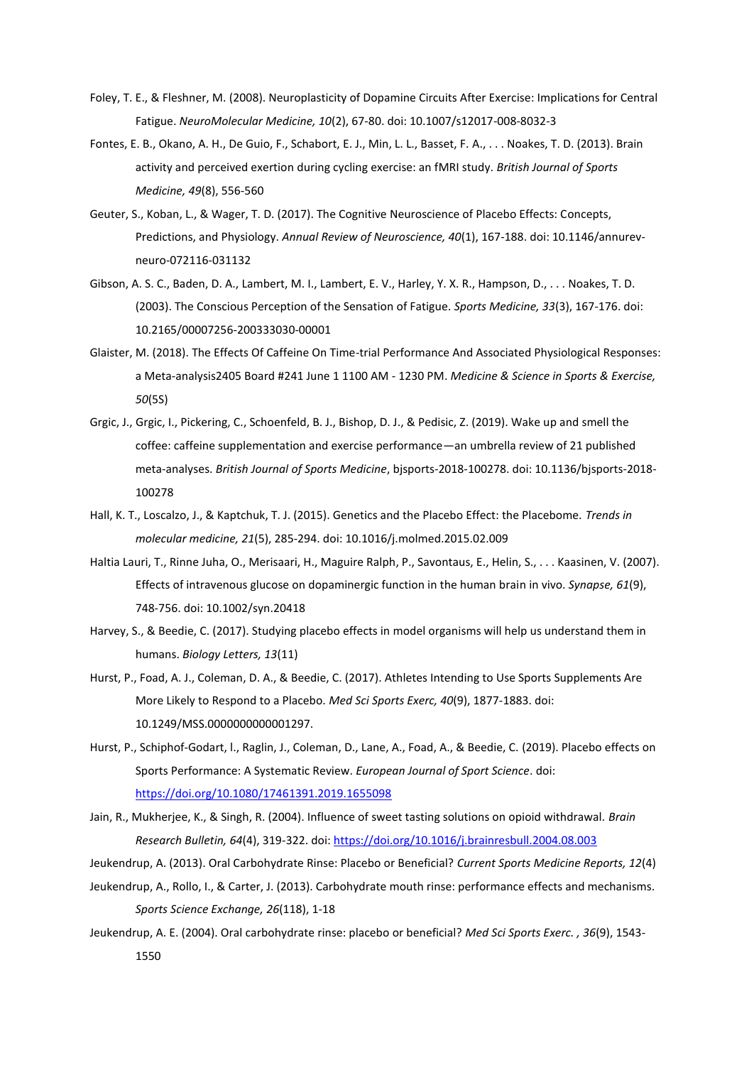Foley, T. E., & Fleshner, M. (2008). Neuroplasticity of Dopamine Circuits After Exercise: Implications for Central Fatigue. *NeuroMolecular Medicine, 10*(2), 67-80. doi: 10.1007/s12017-008-8032-3

Fontes, E. B., Okano, A. H., De Guio, F., Schabort, E. J., Min, L. L., Basset, F. A., . . . Noakes, T. D. (2013). Brain activity and perceived exertion during cycling exercise: an fMRI study. *British Journal of Sports Medicine, 49*(8), 556-560

Geuter, S., Koban, L., & Wager, T. D. (2017). The Cognitive Neuroscience of Placebo Effects: Concepts, Predictions, and Physiology. *Annual Review of Neuroscience, 40*(1), 167-188. doi: 10.1146/annurev-neuro-072116-031132

Gibson, A. S. C., Baden, D. A., Lambert, M. I., Lambert, E. V., Harley, Y. X. R., Hampson, D., . . . Noakes, T. D. (2003). The Conscious Perception of the Sensation of Fatigue. *Sports Medicine, 33*(3), 167-176. doi: 10.2165/00007256-200333030-00001

Glaister, M. (2018). The Effects Of Caffeine On Time-trial Performance And Associated Physiological Responses: a Meta-analysis2405 Board #241 June 1 1100 AM - 1230 PM. *Medicine & Science in Sports & Exercise, 50*(5S)

Grgic, J., Grgic, I., Pickering, C., Schoenfeld, B. J., Bishop, D. J., & Pedisic, Z. (2019). Wake up and smell the coffee: caffeine supplementation and exercise performance—an umbrella review of 21 published meta-analyses. *British Journal of Sports Medicine*, bjsports-2018-100278. doi: 10.1136/bjsports-2018-100278

Hall, K. T., Loscalzo, J., & Kaptchuk, T. J. (2015). Genetics and the Placebo Effect: the Placebome. *Trends in molecular medicine, 21*(5), 285-294. doi: 10.1016/j.molmed.2015.02.009

Haltia Lauri, T., Rinne Juha, O., Merisaari, H., Maguire Ralph, P., Savontaus, E., Helin, S., . . . Kaasinen, V. (2007). Effects of intravenous glucose on dopaminergic function in the human brain in vivo. *Synapse, 61*(9), 748-756. doi: 10.1002/syn.20418

Harvey, S., & Beedie, C. (2017). Studying placebo effects in model organisms will help us understand them in humans. *Biology Letters, 13*(11)

Hurst, P., Foad, A. J., Coleman, D. A., & Beedie, C. (2017). Athletes Intending to Use Sports Supplements Are More Likely to Respond to a Placebo. *Med Sci Sports Exerc, 40*(9), 1877-1883. doi: 10.1249/MSS.0000000000001297.

Hurst, P., Schiphof-Godart, l., Raglin, J., Coleman, D., Lane, A., Foad, A., & Beedie, C. (2019). Placebo effects on Sports Performance: A Systematic Review. *European Journal of Sport Science*. doi: https://doi.org/10.1080/17461391.2019.1655098

Jain, R., Mukherjee, K., & Singh, R. (2004). Influence of sweet tasting solutions on opioid withdrawal. *Brain Research Bulletin, 64*(4), 319-322. doi: https://doi.org/10.1016/j.brainresbull.2004.08.003

Jeukendrup, A. (2013). Oral Carbohydrate Rinse: Placebo or Beneficial? *Current Sports Medicine Reports, 12*(4)

Jeukendrup, A., Rollo, I., & Carter, J. (2013). Carbohydrate mouth rinse: performance effects and mechanisms. *Sports Science Exchange, 26*(118), 1-18

Jeukendrup, A. E. (2004). Oral carbohydrate rinse: placebo or beneficial? *Med Sci Sports Exerc. , 36*(9), 1543-1550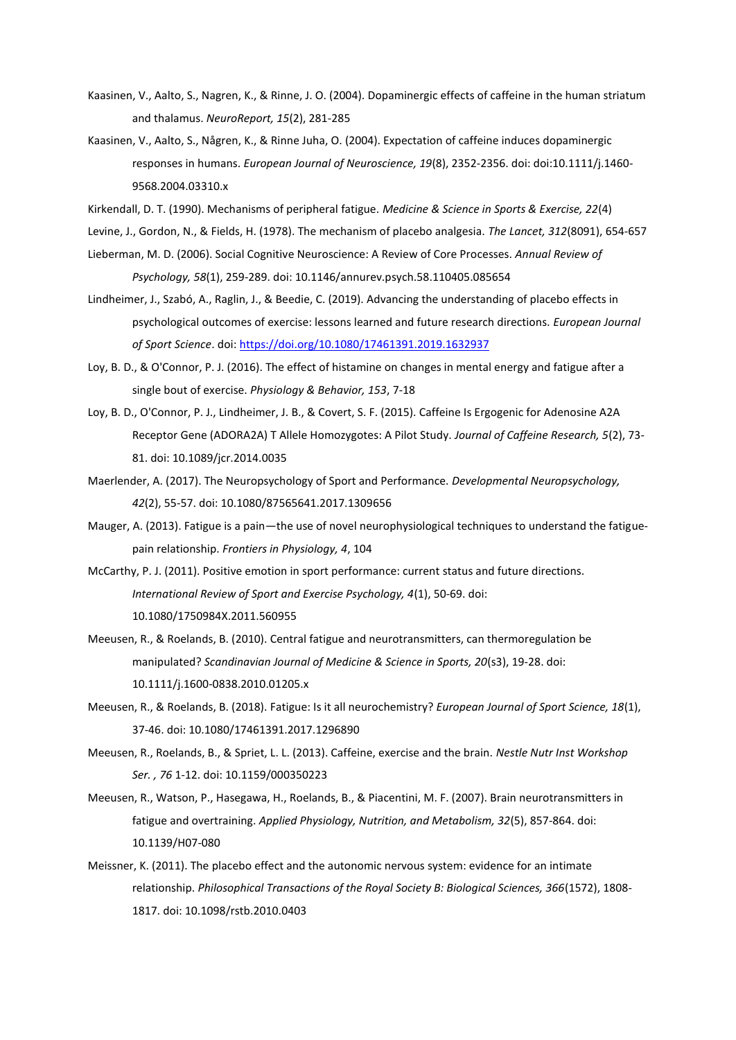Kaasinen, V., Aalto, S., Nagren, K., & Rinne, J. O. (2004). Dopaminergic effects of caffeine in the human striatum and thalamus. *NeuroReport, 15*(2), 281-285

Kaasinen, V., Aalto, S., Någren, K., & Rinne Juha, O. (2004). Expectation of caffeine induces dopaminergic responses in humans. *European Journal of Neuroscience, 19*(8), 2352-2356. doi: doi:10.1111/j.1460-9568.2004.03310.x

Kirkendall, D. T. (1990). Mechanisms of peripheral fatigue. *Medicine & Science in Sports & Exercise, 22*(4)

Levine, J., Gordon, N., & Fields, H. (1978). The mechanism of placebo analgesia. *The Lancet, 312*(8091), 654-657

Lieberman, M. D. (2006). Social Cognitive Neuroscience: A Review of Core Processes. *Annual Review of Psychology, 58*(1), 259-289. doi: 10.1146/annurev.psych.58.110405.085654

Lindheimer, J., Szabó, A., Raglin, J., & Beedie, C. (2019). Advancing the understanding of placebo effects in psychological outcomes of exercise: lessons learned and future research directions. *European Journal of Sport Science*. doi: https://doi.org/10.1080/17461391.2019.1632937

Loy, B. D., & O'Connor, P. J. (2016). The effect of histamine on changes in mental energy and fatigue after a single bout of exercise. *Physiology & Behavior, 153*, 7-18

Loy, B. D., O'Connor, P. J., Lindheimer, J. B., & Covert, S. F. (2015). Caffeine Is Ergogenic for Adenosine A2A Receptor Gene (ADORA2A) T Allele Homozygotes: A Pilot Study. *Journal of Caffeine Research, 5*(2), 73-81. doi: 10.1089/jcr.2014.0035

Maerlender, A. (2017). The Neuropsychology of Sport and Performance. *Developmental Neuropsychology, 42*(2), 55-57. doi: 10.1080/87565641.2017.1309656

Mauger, A. (2013). Fatigue is a pain—the use of novel neurophysiological techniques to understand the fatigue-pain relationship. *Frontiers in Physiology, 4*, 104

McCarthy, P. J. (2011). Positive emotion in sport performance: current status and future directions. *International Review of Sport and Exercise Psychology, 4*(1), 50-69. doi: 10.1080/1750984X.2011.560955

Meeusen, R., & Roelands, B. (2010). Central fatigue and neurotransmitters, can thermoregulation be manipulated? *Scandinavian Journal of Medicine & Science in Sports, 20*(s3), 19-28. doi: 10.1111/j.1600-0838.2010.01205.x

Meeusen, R., & Roelands, B. (2018). Fatigue: Is it all neurochemistry? *European Journal of Sport Science, 18*(1), 37-46. doi: 10.1080/17461391.2017.1296890

Meeusen, R., Roelands, B., & Spriet, L. L. (2013). Caffeine, exercise and the brain. *Nestle Nutr Inst Workshop Ser. , 76* 1-12. doi: 10.1159/000350223

Meeusen, R., Watson, P., Hasegawa, H., Roelands, B., & Piacentini, M. F. (2007). Brain neurotransmitters in fatigue and overtraining. *Applied Physiology, Nutrition, and Metabolism, 32*(5), 857-864. doi: 10.1139/H07-080

Meissner, K. (2011). The placebo effect and the autonomic nervous system: evidence for an intimate relationship. *Philosophical Transactions of the Royal Society B: Biological Sciences, 366*(1572), 1808-1817. doi: 10.1098/rstb.2010.0403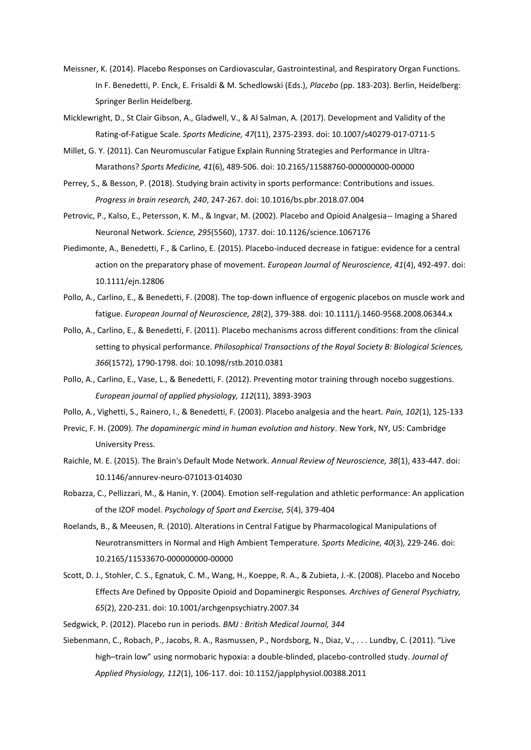Meissner, K. (2014). Placebo Responses on Cardiovascular, Gastrointestinal, and Respiratory Organ Functions. In F. Benedetti, P. Enck, E. Frisaldi & M. Schedlowski (Eds.), *Placebo* (pp. 183-203). Berlin, Heidelberg: Springer Berlin Heidelberg.

Micklewright, D., St Clair Gibson, A., Gladwell, V., & Al Salman, A. (2017). Development and Validity of the Rating-of-Fatigue Scale. *Sports Medicine, 47*(11), 2375-2393. doi: 10.1007/s40279-017-0711-5

Millet, G. Y. (2011). Can Neuromuscular Fatigue Explain Running Strategies and Performance in Ultra-Marathons? *Sports Medicine, 41*(6), 489-506. doi: 10.2165/11588760-000000000-00000

Perrey, S., & Besson, P. (2018). Studying brain activity in sports performance: Contributions and issues. *Progress in brain research, 240*, 247-267. doi: 10.1016/bs.pbr.2018.07.004

Petrovic, P., Kalso, E., Petersson, K. M., & Ingvar, M. (2002). Placebo and Opioid Analgesia-- Imaging a Shared Neuronal Network. *Science, 295*(5560), 1737. doi: 10.1126/science.1067176

Piedimonte, A., Benedetti, F., & Carlino, E. (2015). Placebo-induced decrease in fatigue: evidence for a central action on the preparatory phase of movement. *European Journal of Neuroscience, 41*(4), 492-497. doi: 10.1111/ejn.12806

Pollo, A., Carlino, E., & Benedetti, F. (2008). The top-down influence of ergogenic placebos on muscle work and fatigue. *European Journal of Neuroscience, 28*(2), 379-388. doi: 10.1111/j.1460-9568.2008.06344.x

Pollo, A., Carlino, E., & Benedetti, F. (2011). Placebo mechanisms across different conditions: from the clinical setting to physical performance. *Philosophical Transactions of the Royal Society B: Biological Sciences, 366*(1572), 1790-1798. doi: 10.1098/rstb.2010.0381

Pollo, A., Carlino, E., Vase, L., & Benedetti, F. (2012). Preventing motor training through nocebo suggestions. *European journal of applied physiology, 112*(11), 3893-3903

Pollo, A., Vighetti, S., Rainero, I., & Benedetti, F. (2003). Placebo analgesia and the heart. *Pain, 102*(1), 125-133

Previc, F. H. (2009). *The dopaminergic mind in human evolution and history*. New York, NY, US: Cambridge University Press.

Raichle, M. E. (2015). The Brain's Default Mode Network. *Annual Review of Neuroscience, 38*(1), 433-447. doi: 10.1146/annurev-neuro-071013-014030

Robazza, C., Pellizzari, M., & Hanin, Y. (2004). Emotion self-regulation and athletic performance: An application of the IZOF model. *Psychology of Sport and Exercise, 5*(4), 379-404

Roelands, B., & Meeusen, R. (2010). Alterations in Central Fatigue by Pharmacological Manipulations of Neurotransmitters in Normal and High Ambient Temperature. *Sports Medicine, 40*(3), 229-246. doi: 10.2165/11533670-000000000-00000

Scott, D. J., Stohler, C. S., Egnatuk, C. M., Wang, H., Koeppe, R. A., & Zubieta, J.-K. (2008). Placebo and Nocebo Effects Are Defined by Opposite Opioid and Dopaminergic Responses. *Archives of General Psychiatry, 65*(2), 220-231. doi: 10.1001/archgenpsychiatry.2007.34

Sedgwick, P. (2012). Placebo run in periods. *BMJ : British Medical Journal, 344*

Siebenmann, C., Robach, P., Jacobs, R. A., Rasmussen, P., Nordsborg, N., Diaz, V., . . . Lundby, C. (2011). "Live high–train low" using normobaric hypoxia: a double-blinded, placebo-controlled study. *Journal of Applied Physiology, 112*(1), 106-117. doi: 10.1152/japplphysiol.00388.2011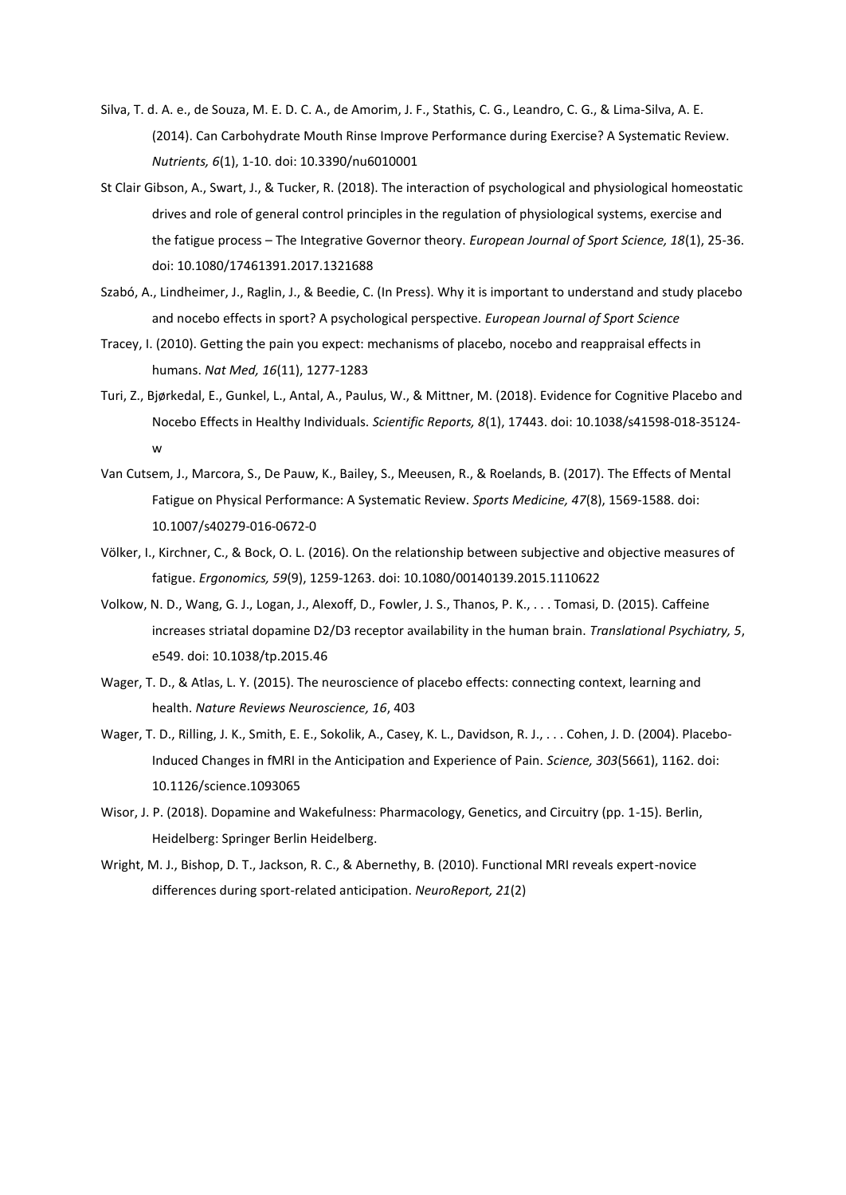Silva, T. d. A. e., de Souza, M. E. D. C. A., de Amorim, J. F., Stathis, C. G., Leandro, C. G., & Lima-Silva, A. E. (2014). Can Carbohydrate Mouth Rinse Improve Performance during Exercise? A Systematic Review. *Nutrients, 6*(1), 1-10. doi: 10.3390/nu6010001

St Clair Gibson, A., Swart, J., & Tucker, R. (2018). The interaction of psychological and physiological homeostatic drives and role of general control principles in the regulation of physiological systems, exercise and the fatigue process – The Integrative Governor theory. *European Journal of Sport Science, 18*(1), 25-36. doi: 10.1080/17461391.2017.1321688

Szabó, A., Lindheimer, J., Raglin, J., & Beedie, C. (In Press). Why it is important to understand and study placebo and nocebo effects in sport? A psychological perspective. *European Journal of Sport Science*

Tracey, I. (2010). Getting the pain you expect: mechanisms of placebo, nocebo and reappraisal effects in humans. *Nat Med, 16*(11), 1277-1283

Turi, Z., Bjørkedal, E., Gunkel, L., Antal, A., Paulus, W., & Mittner, M. (2018). Evidence for Cognitive Placebo and Nocebo Effects in Healthy Individuals. *Scientific Reports, 8*(1), 17443. doi: 10.1038/s41598-018-35124-w

Van Cutsem, J., Marcora, S., De Pauw, K., Bailey, S., Meeusen, R., & Roelands, B. (2017). The Effects of Mental Fatigue on Physical Performance: A Systematic Review. *Sports Medicine, 47*(8), 1569-1588. doi: 10.1007/s40279-016-0672-0

Völker, I., Kirchner, C., & Bock, O. L. (2016). On the relationship between subjective and objective measures of fatigue. *Ergonomics, 59*(9), 1259-1263. doi: 10.1080/00140139.2015.1110622

Volkow, N. D., Wang, G. J., Logan, J., Alexoff, D., Fowler, J. S., Thanos, P. K., . . . Tomasi, D. (2015). Caffeine increases striatal dopamine D2/D3 receptor availability in the human brain. *Translational Psychiatry, 5*, e549. doi: 10.1038/tp.2015.46

Wager, T. D., & Atlas, L. Y. (2015). The neuroscience of placebo effects: connecting context, learning and health. *Nature Reviews Neuroscience, 16*, 403

Wager, T. D., Rilling, J. K., Smith, E. E., Sokolik, A., Casey, K. L., Davidson, R. J., . . . Cohen, J. D. (2004). Placebo-Induced Changes in fMRI in the Anticipation and Experience of Pain. *Science, 303*(5661), 1162. doi: 10.1126/science.1093065

Wisor, J. P. (2018). Dopamine and Wakefulness: Pharmacology, Genetics, and Circuitry (pp. 1-15). Berlin, Heidelberg: Springer Berlin Heidelberg.

Wright, M. J., Bishop, D. T., Jackson, R. C., & Abernethy, B. (2010). Functional MRI reveals expert-novice differences during sport-related anticipation. *NeuroReport, 21*(2)